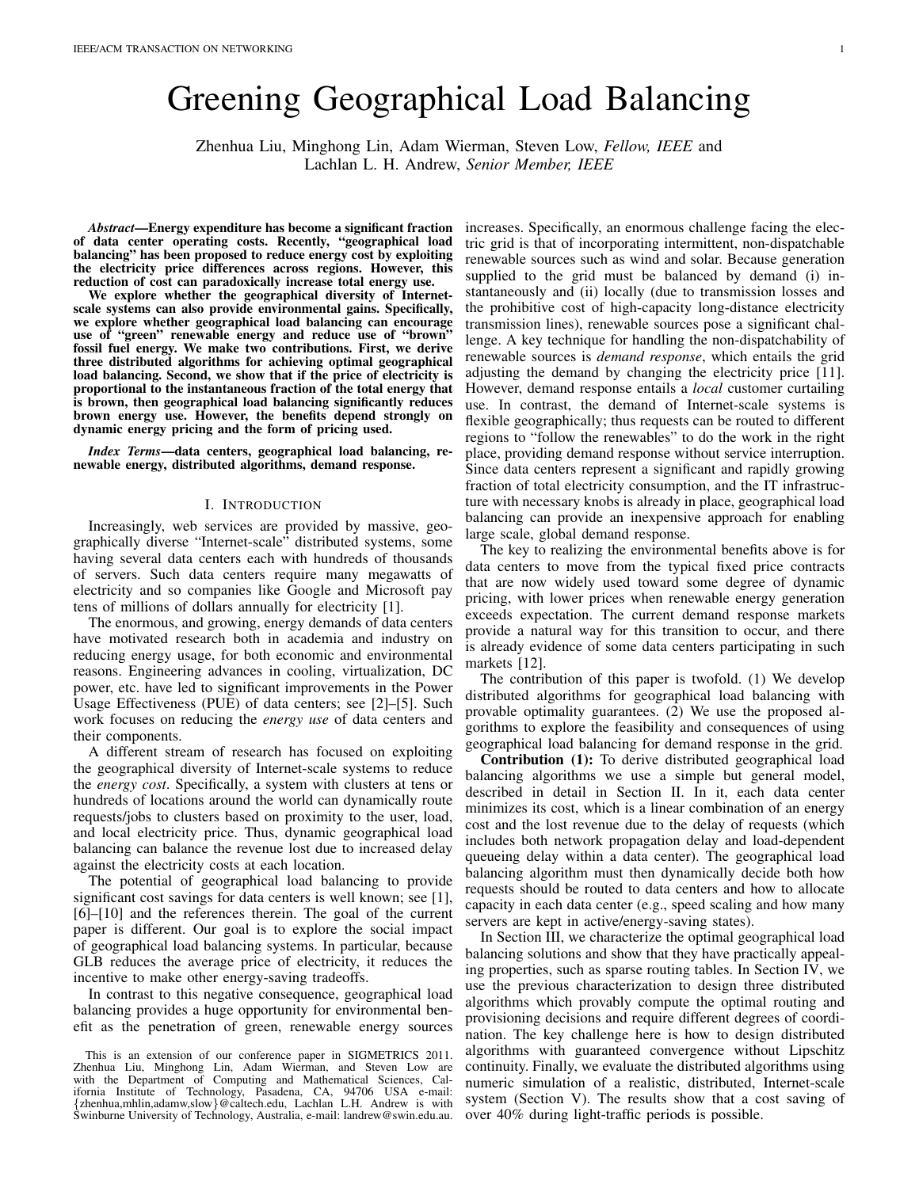# Greening Geographical Load Balancing

Zhenhua Liu, Minghong Lin, Adam Wierman, Steven Low, *Fellow, IEEE* and Lachlan L. H. Andrew, *Senior Member, IEEE*

***Abstract*—Energy expenditure has become a significant fraction of data center operating costs. Recently, "geographical load balancing" has been proposed to reduce energy cost by exploiting the electricity price differences across regions. However, this reduction of cost can paradoxically increase total energy use.**

**We explore whether the geographical diversity of Internet-scale systems can also provide environmental gains. Specifically, we explore whether geographical load balancing can encourage use of "green" renewable energy and reduce use of "brown" fossil fuel energy. We make two contributions. First, we derive three distributed algorithms for achieving optimal geographical load balancing. Second, we show that if the price of electricity is proportional to the instantaneous fraction of the total energy that is brown, then geographical load balancing significantly reduces brown energy use. However, the benefits depend strongly on dynamic energy pricing and the form of pricing used.**

***Index Terms*—data centers, geographical load balancing, renewable energy, distributed algorithms, demand response.**

## I. Introduction

Increasingly, web services are provided by massive, geographically diverse "Internet-scale" distributed systems, some having several data centers each with hundreds of thousands of servers. Such data centers require many megawatts of electricity and so companies like Google and Microsoft pay tens of millions of dollars annually for electricity [1].

The enormous, and growing, energy demands of data centers have motivated research both in academia and industry on reducing energy usage, for both economic and environmental reasons. Engineering advances in cooling, virtualization, DC power, etc. have led to significant improvements in the Power Usage Effectiveness (PUE) of data centers; see [2]–[5]. Such work focuses on reducing the *energy use* of data centers and their components.

A different stream of research has focused on exploiting the geographical diversity of Internet-scale systems to reduce the *energy cost*. Specifically, a system with clusters at tens or hundreds of locations around the world can dynamically route requests/jobs to clusters based on proximity to the user, load, and local electricity price. Thus, dynamic geographical load balancing can balance the revenue lost due to increased delay against the electricity costs at each location.

The potential of geographical load balancing to provide significant cost savings for data centers is well known; see [1], [6]–[10] and the references therein. The goal of the current paper is different. Our goal is to explore the social impact of geographical load balancing systems. In particular, because GLB reduces the average price of electricity, it reduces the incentive to make other energy-saving tradeoffs.

In contrast to this negative consequence, geographical load balancing provides a huge opportunity for environmental benefit as the penetration of green, renewable energy sources increases. Specifically, an enormous challenge facing the electric grid is that of incorporating intermittent, non-dispatchable renewable sources such as wind and solar. Because generation supplied to the grid must be balanced by demand (i) instantaneously and (ii) locally (due to transmission losses and the prohibitive cost of high-capacity long-distance electricity transmission lines), renewable sources pose a significant challenge. A key technique for handling the non-dispatchability of renewable sources is *demand response*, which entails the grid adjusting the demand by changing the electricity price [11]. However, demand response entails a *local* customer curtailing use. In contrast, the demand of Internet-scale systems is flexible geographically; thus requests can be routed to different regions to "follow the renewables" to do the work in the right place, providing demand response without service interruption. Since data centers represent a significant and rapidly growing fraction of total electricity consumption, and the IT infrastructure with necessary knobs is already in place, geographical load balancing can provide an inexpensive approach for enabling large scale, global demand response.

The key to realizing the environmental benefits above is for data centers to move from the typical fixed price contracts that are now widely used toward some degree of dynamic pricing, with lower prices when renewable energy generation exceeds expectation. The current demand response markets provide a natural way for this transition to occur, and there is already evidence of some data centers participating in such markets [12].

The contribution of this paper is twofold. (1) We develop distributed algorithms for geographical load balancing with provable optimality guarantees. (2) We use the proposed algorithms to explore the feasibility and consequences of using geographical load balancing for demand response in the grid.

**Contribution (1):** To derive distributed geographical load balancing algorithms we use a simple but general model, described in detail in Section II. In it, each data center minimizes its cost, which is a linear combination of an energy cost and the lost revenue due to the delay of requests (which includes both network propagation delay and load-dependent queueing delay within a data center). The geographical load balancing algorithm must then dynamically decide both how requests should be routed to data centers and how to allocate capacity in each data center (e.g., speed scaling and how many servers are kept in active/energy-saving states).

In Section III, we characterize the optimal geographical load balancing solutions and show that they have practically appealing properties, such as sparse routing tables. In Section IV, we use the previous characterization to design three distributed algorithms which provably compute the optimal routing and provisioning decisions and require different degrees of coordination. The key challenge here is how to design distributed algorithms with guaranteed convergence without Lipschitz continuity. Finally, we evaluate the distributed algorithms using numeric simulation of a realistic, distributed, Internet-scale system (Section V). The results show that a cost saving of over 40% during light-traffic periods is possible.

This is an extension of our conference paper in SIGMETRICS 2011. Zhenhua Liu, Minghong Lin, Adam Wierman, and Steven Low are with the Department of Computing and Mathematical Sciences, California Institute of Technology, Pasadena, CA, 94706 USA e-mail: {zhenhua,mhlin,adamw,slow}@caltech.edu, Lachlan L.H. Andrew is with Swinburne University of Technology, Australia, e-mail: landrew@swin.edu.au.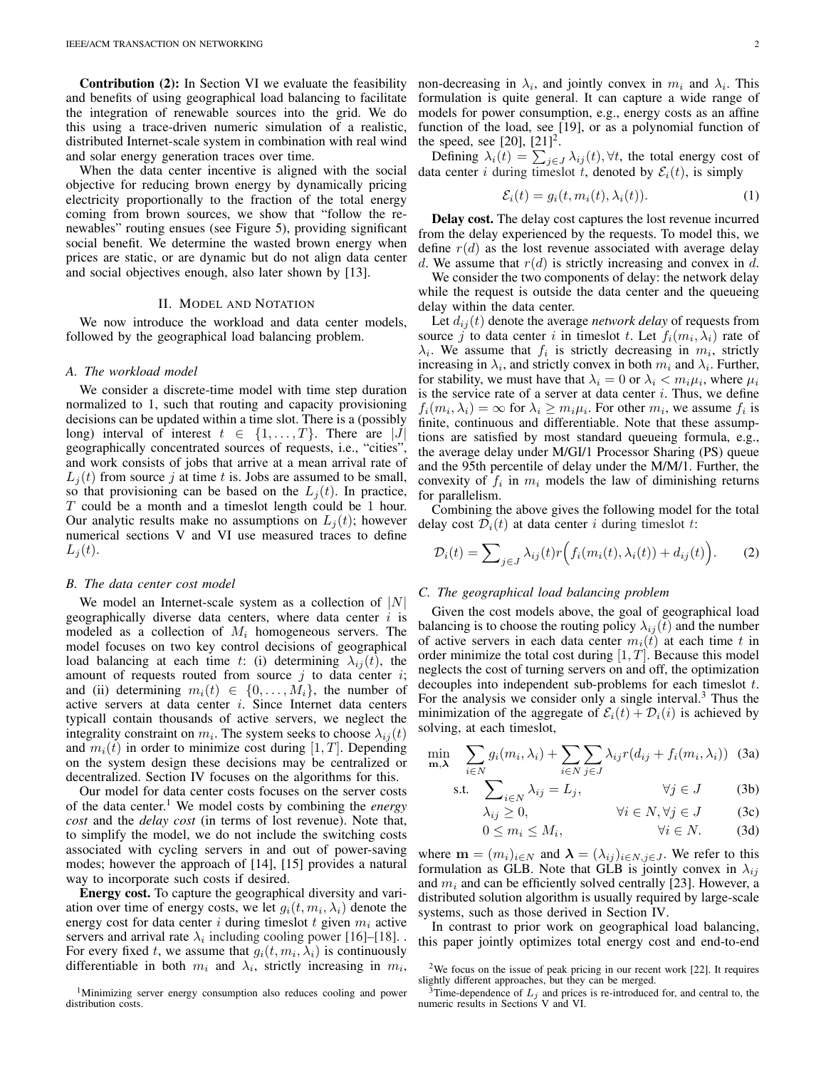**Contribution (2):** In Section VI we evaluate the feasibility and benefits of using geographical load balancing to facilitate the integration of renewable sources into the grid. We do this using a trace-driven numeric simulation of a realistic, distributed Internet-scale system in combination with real wind and solar energy generation traces over time.

When the data center incentive is aligned with the social objective for reducing brown energy by dynamically pricing electricity proportionally to the fraction of the total energy coming from brown sources, we show that "follow the renewables" routing ensues (see Figure 5), providing significant social benefit. We determine the wasted brown energy when prices are static, or are dynamic but do not align data center and social objectives enough, also later shown by [13].

## II. Model and Notation

We now introduce the workload and data center models, followed by the geographical load balancing problem.

### A. The workload model

We consider a discrete-time model with time step duration normalized to 1, such that routing and capacity provisioning decisions can be updated within a time slot. There is a (possibly long) interval of interest $t \in \{1, \ldots, T\}$. There are $|J|$ geographically concentrated sources of requests, i.e., "cities", and work consists of jobs that arrive at a mean arrival rate of $L_j(t)$ from source $j$ at time $t$ is. Jobs are assumed to be small, so that provisioning can be based on the $L_j(t)$. In practice, $T$ could be a month and a timeslot length could be 1 hour. Our analytic results make no assumptions on $L_j(t)$; however numerical sections V and VI use measured traces to define $L_j(t)$.

### B. The data center cost model

We model an Internet-scale system as a collection of $|N|$ geographically diverse data centers, where data center $i$ is modeled as a collection of $M_i$ homogeneous servers. The model focuses on two key control decisions of geographical load balancing at each time $t$: (i) determining $\lambda_{ij}(t)$, the amount of requests routed from source $j$ to data center $i$; and (ii) determining $m_i(t) \in \{0, \ldots, M_i\}$, the number of active servers at data center $i$. Since Internet data centers typicall contain thousands of active servers, we neglect the integrality constraint on $m_i$. The system seeks to choose $\lambda_{ij}(t)$ and $m_i(t)$ in order to minimize cost during $[1, T]$. Depending on the system design these decisions may be centralized or decentralized. Section IV focuses on the algorithms for this.

Our model for data center costs focuses on the server costs of the data center.[1] We model costs by combining the *energy cost* and the *delay cost* (in terms of lost revenue). Note that, to simplify the model, we do not include the switching costs associated with cycling servers in and out of power-saving modes; however the approach of [14], [15] provides a natural way to incorporate such costs if desired.

**Energy cost.** To capture the geographical diversity and variation over time of energy costs, we let $g_i(t, m_i, \lambda_i)$ denote the energy cost for data center $i$ during timeslot $t$ given $m_i$ active servers and arrival rate $\lambda_i$ including cooling power [16]–[18]. . For every fixed $t$, we assume that $g_i(t, m_i, \lambda_i)$ is continuously differentiable in both $m_i$ and $\lambda_i$, strictly increasing in $m_i$, non-decreasing in $\lambda_i$, and jointly convex in $m_i$ and $\lambda_i$. This formulation is quite general. It can capture a wide range of models for power consumption, e.g., energy costs as an affine function of the load, see [19], or as a polynomial function of the speed, see [20], [21][2].

Defining $\lambda_i(t) = \sum_{j \in J} \lambda_{ij}(t), \forall t$, the total energy cost of data center $i$ during timeslot $t$, denoted by $\mathcal{E}_i(t)$, is simply

$$\mathcal{E}_i(t) = g_i(t, m_i(t), \lambda_i(t)). \tag{1}$$

**Delay cost.** The delay cost captures the lost revenue incurred from the delay experienced by the requests. To model this, we define $r(d)$ as the lost revenue associated with average delay $d$. We assume that $r(d)$ is strictly increasing and convex in $d$.

We consider the two components of delay: the network delay while the request is outside the data center and the queueing delay within the data center.

Let $d_{ij}(t)$ denote the average *network delay* of requests from source $j$ to data center $i$ in timeslot $t$. Let $f_i(m_i, \lambda_i)$ rate of $\lambda_i$. We assume that $f_i$ is strictly decreasing in $m_i$, strictly increasing in $\lambda_i$, and strictly convex in both $m_i$ and $\lambda_i$. Further, for stability, we must have that $\lambda_i = 0$ or $\lambda_i < m_i \mu_i$, where $\mu_i$ is the service rate of a server at data center $i$. Thus, we define $f_i(m_i, \lambda_i) = \infty$ for $\lambda_i \geq m_i \mu_i$. For other $m_i$, we assume $f_i$ is finite, continuous and differentiable. Note that these assumptions are satisfied by most standard queueing formula, e.g., the average delay under M/GI/1 Processor Sharing (PS) queue and the 95th percentile of delay under the M/M/1. Further, the convexity of $f_i$ in $m_i$ models the law of diminishing returns for parallelism.

Combining the above gives the following model for the total delay cost $\mathcal{D}_i(t)$ at data center $i$ during timeslot $t$:

$$\mathcal{D}_i(t) = \sum_{j \in J} \lambda_{ij}(t) r\Big(f_i(m_i(t), \lambda_i(t)) + d_{ij}(t)\Big). \tag{2}$$

### C. The geographical load balancing problem

Given the cost models above, the goal of geographical load balancing is to choose the routing policy $\lambda_{ij}(t)$ and the number of active servers in each data center $m_i(t)$ at each time $t$ in order minimize the total cost during $[1, T]$. Because this model neglects the cost of turning servers on and off, the optimization decouples into independent sub-problems for each timeslot $t$. For the analysis we consider only a single interval.[3] Thus the minimization of the aggregate of $\mathcal{E}_i(t) + \mathcal{D}_i(i)$ is achieved by solving, at each timeslot,

$$\min_{\mathbf{m}, \boldsymbol{\lambda}} \quad \sum_{i \in N} g_i(m_i, \lambda_i) + \sum_{i \in N} \sum_{j \in J} \lambda_{ij} r(d_{ij} + f_i(m_i, \lambda_i)) \tag{3a}$$

$$\text{s.t.} \quad \sum_{i \in N} \lambda_{ij} = L_j, \qquad \forall j \in J \tag{3b}$$

$$\lambda_{ij} \geq 0, \qquad \forall i \in N, \forall j \in J \tag{3c}$$

$$0 \leq m_i \leq M_i, \qquad \forall i \in N. \tag{3d}$$

where $\mathbf{m} = (m_i)_{i \in N}$ and $\boldsymbol{\lambda} = (\lambda_{ij})_{i \in N, j \in J}$. We refer to this formulation as GLB. Note that GLB is jointly convex in $\lambda_{ij}$ and $m_i$ and can be efficiently solved centrally [23]. However, a distributed solution algorithm is usually required by large-scale systems, such as those derived in Section IV.

In contrast to prior work on geographical load balancing, this paper jointly optimizes total energy cost and end-to-end

[1] Minimizing server energy consumption also reduces cooling and power distribution costs.

[2] We focus on the issue of peak pricing in our recent work [22]. It requires slightly different approaches, but they can be merged.

[3] Time-dependence of $L_j$ and prices is re-introduced for, and central to, the numeric results in Sections V and VI.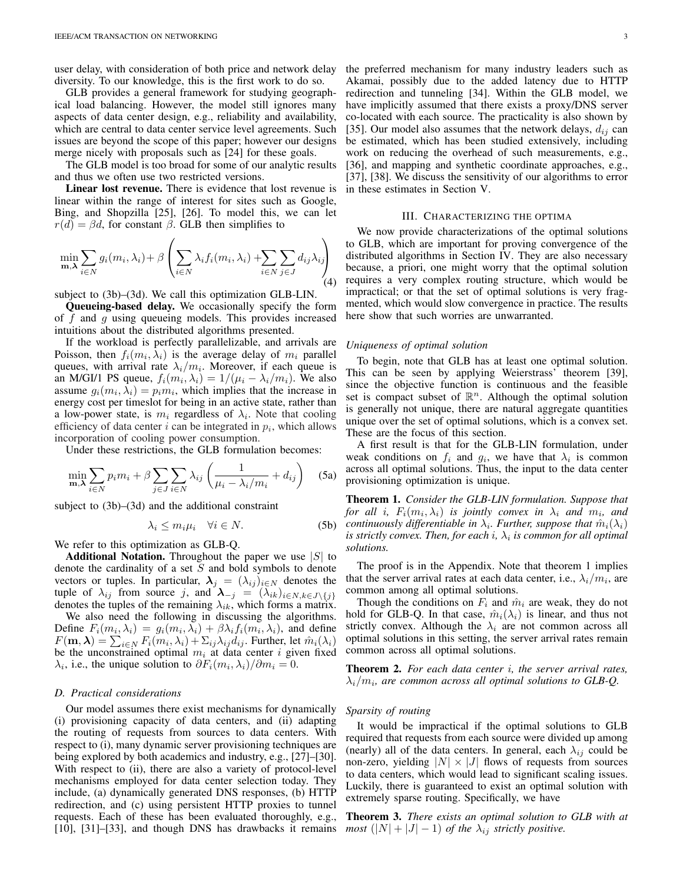user delay, with consideration of both price and network delay diversity. To our knowledge, this is the first work to do so.

GLB provides a general framework for studying geographical load balancing. However, the model still ignores many aspects of data center design, e.g., reliability and availability, which are central to data center service level agreements. Such issues are beyond the scope of this paper; however our designs merge nicely with proposals such as [24] for these goals.

The GLB model is too broad for some of our analytic results and thus we often use two restricted versions.

**Linear lost revenue.** There is evidence that lost revenue is linear within the range of interest for sites such as Google, Bing, and Shopzilla [25], [26]. To model this, we can let $r(d) = \beta d$, for constant $\beta$. GLB then simplifies to

$$\min_{\mathbf{m},\boldsymbol{\lambda}} \sum_{i\in N} g_i(m_i,\lambda_i) + \beta \left( \sum_{i\in N} \lambda_i f_i(m_i,\lambda_i) + \sum_{i\in N}\sum_{j\in J} d_{ij}\lambda_{ij} \right) \tag{4}$$

subject to (3b)–(3d). We call this optimization GLB-LIN.

**Queueing-based delay.** We occasionally specify the form of $f$ and $g$ using queueing models. This provides increased intuitions about the distributed algorithms presented.

If the workload is perfectly parallelizable, and arrivals are Poisson, then $f_i(m_i, \lambda_i)$ is the average delay of $m_i$ parallel queues, with arrival rate $\lambda_i/m_i$. Moreover, if each queue is an M/GI/1 PS queue, $f_i(m_i, \lambda_i) = 1/(\mu_i - \lambda_i/m_i)$. We also assume $g_i(m_i, \lambda_i) = p_i m_i$, which implies that the increase in energy cost per timeslot for being in an active state, rather than a low-power state, is $m_i$ regardless of $\lambda_i$. Note that cooling efficiency of data center $i$ can be integrated in $p_i$, which allows incorporation of cooling power consumption.

Under these restrictions, the GLB formulation becomes:

$$\min_{\mathbf{m},\boldsymbol{\lambda}} \sum_{i\in N} p_i m_i + \beta \sum_{j\in J}\sum_{i\in N} \lambda_{ij} \left( \frac{1}{\mu_i - \lambda_i/m_i} + d_{ij} \right) \tag{5a}$$

subject to (3b)–(3d) and the additional constraint

$$\lambda_i \le m_i \mu_i \quad \forall i \in N. \tag{5b}$$

We refer to this optimization as GLB-Q.

**Additional Notation.** Throughout the paper we use $|S|$ to denote the cardinality of a set $S$ and bold symbols to denote vectors or tuples. In particular, $\boldsymbol{\lambda}_j = (\lambda_{ij})_{i\in N}$ denotes the tuple of $\lambda_{ij}$ from source $j$, and $\boldsymbol{\lambda}_{-j} = (\lambda_{ik})_{i\in N, k\in J\setminus\{j\}}$ denotes the tuples of the remaining $\lambda_{ik}$, which forms a matrix.

We also need the following in discussing the algorithms. Define $F_i(m_i, \lambda_i) = g_i(m_i, \lambda_i) + \beta\lambda_i f_i(m_i, \lambda_i)$, and define $F(\mathbf{m}, \boldsymbol{\lambda}) = \sum_{i\in N} F_i(m_i, \lambda_i) + \Sigma_{ij}\lambda_{ij}d_{ij}$. Further, let $\hat{m}_i(\lambda_i)$ be the unconstrained optimal $m_i$ at data center $i$ given fixed $\lambda_i$, i.e., the unique solution to $\partial F_i(m_i, \lambda_i)/\partial m_i = 0$.

### D. Practical considerations

Our model assumes there exist mechanisms for dynamically (i) provisioning capacity of data centers, and (ii) adapting the routing of requests from sources to data centers. With respect to (i), many dynamic server provisioning techniques are being explored by both academics and industry, e.g., [27]–[30]. With respect to (ii), there are also a variety of protocol-level mechanisms employed for data center selection today. They include, (a) dynamically generated DNS responses, (b) HTTP redirection, and (c) using persistent HTTP proxies to tunnel requests. Each of these has been evaluated thoroughly, e.g., [10], [31]–[33], and though DNS has drawbacks it remains the preferred mechanism for many industry leaders such as Akamai, possibly due to the added latency due to HTTP redirection and tunneling [34]. Within the GLB model, we have implicitly assumed that there exists a proxy/DNS server co-located with each source. The practicality is also shown by [35]. Our model also assumes that the network delays, $d_{ij}$ can be estimated, which has been studied extensively, including work on reducing the overhead of such measurements, e.g., [36], and mapping and synthetic coordinate approaches, e.g., [37], [38]. We discuss the sensitivity of our algorithms to error in these estimates in Section V.

## III. Characterizing the optima

We now provide characterizations of the optimal solutions to GLB, which are important for proving convergence of the distributed algorithms in Section IV. They are also necessary because, a priori, one might worry that the optimal solution requires a very complex routing structure, which would be impractical; or that the set of optimal solutions is very fragmented, which would slow convergence in practice. The results here show that such worries are unwarranted.

### *Uniqueness of optimal solution*

To begin, note that GLB has at least one optimal solution. This can be seen by applying Weierstrass' theorem [39], since the objective function is continuous and the feasible set is compact subset of $\mathbb{R}^n$. Although the optimal solution is generally not unique, there are natural aggregate quantities unique over the set of optimal solutions, which is a convex set. These are the focus of this section.

A first result is that for the GLB-LIN formulation, under weak conditions on $f_i$ and $g_i$, we have that $\lambda_i$ is common across all optimal solutions. Thus, the input to the data center provisioning optimization is unique.

**Theorem 1.** *Consider the GLB-LIN formulation. Suppose that for all $i$, $F_i(m_i, \lambda_i)$ is jointly convex in $\lambda_i$ and $m_i$, and continuously differentiable in $\lambda_i$. Further, suppose that $\hat{m}_i(\lambda_i)$ is strictly convex. Then, for each $i$, $\lambda_i$ is common for all optimal solutions.*

The proof is in the Appendix. Note that theorem 1 implies that the server arrival rates at each data center, i.e., $\lambda_i/m_i$, are common among all optimal solutions.

Though the conditions on $F_i$ and $\hat{m}_i$ are weak, they do not hold for GLB-Q. In that case, $\hat{m}_i(\lambda_i)$ is linear, and thus not strictly convex. Although the $\lambda_i$ are not common across all optimal solutions in this setting, the server arrival rates remain common across all optimal solutions.

**Theorem 2.** *For each data center $i$, the server arrival rates, $\lambda_i/m_i$, are common across all optimal solutions to GLB-Q.*

### *Sparsity of routing*

It would be impractical if the optimal solutions to GLB required that requests from each source were divided up among (nearly) all of the data centers. In general, each $\lambda_{ij}$ could be non-zero, yielding $|N| \times |J|$ flows of requests from sources to data centers, which would lead to significant scaling issues. Luckily, there is guaranteed to exist an optimal solution with extremely sparse routing. Specifically, we have

**Theorem 3.** *There exists an optimal solution to GLB with at most $(|N| + |J| - 1)$ of the $\lambda_{ij}$ strictly positive.*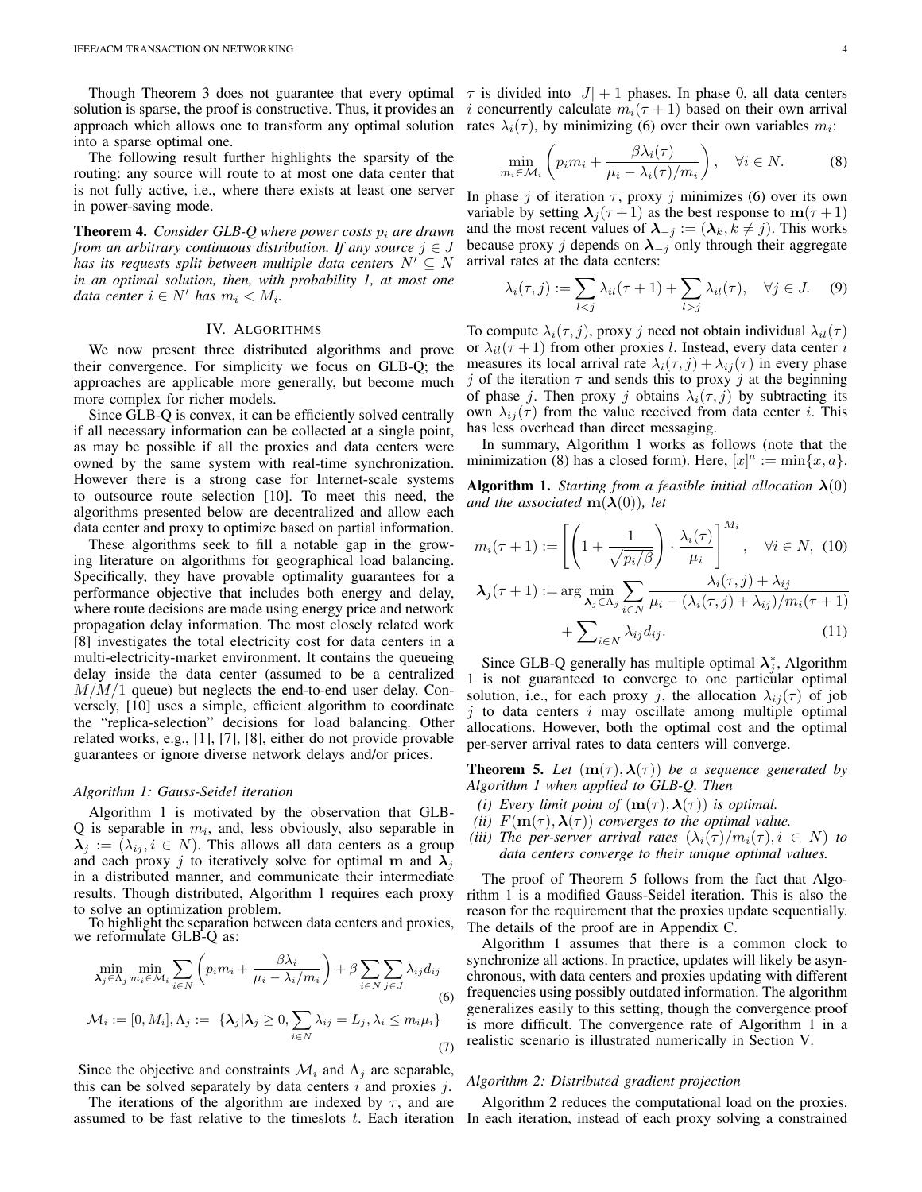Though Theorem 3 does not guarantee that every optimal solution is sparse, the proof is constructive. Thus, it provides an approach which allows one to transform any optimal solution into a sparse optimal one.

The following result further highlights the sparsity of the routing: any source will route to at most one data center that is not fully active, i.e., where there exists at least one server in power-saving mode.

**Theorem 4.** *Consider GLB-Q where power costs $p_i$ are drawn from an arbitrary continuous distribution. If any source $j \in J$ has its requests split between multiple data centers $N' \subseteq N$ in an optimal solution, then, with probability 1, at most one data center $i \in N'$ has $m_i < M_i$.*

## IV. Algorithms

We now present three distributed algorithms and prove their convergence. For simplicity we focus on GLB-Q; the approaches are applicable more generally, but become much more complex for richer models.

Since GLB-Q is convex, it can be efficiently solved centrally if all necessary information can be collected at a single point, as may be possible if all the proxies and data centers were owned by the same system with real-time synchronization. However there is a strong case for Internet-scale systems to outsource route selection [10]. To meet this need, the algorithms presented below are decentralized and allow each data center and proxy to optimize based on partial information.

These algorithms seek to fill a notable gap in the growing literature on algorithms for geographical load balancing. Specifically, they have provable optimality guarantees for a performance objective that includes both energy and delay, where route decisions are made using energy price and network propagation delay information. The most closely related work [8] investigates the total electricity cost for data centers in a multi-electricity-market environment. It contains the queueing delay inside the data center (assumed to be a centralized $M/M/1$ queue) but neglects the end-to-end user delay. Conversely, [10] uses a simple, efficient algorithm to coordinate the "replica-selection" decisions for load balancing. Other related works, e.g., [1], [7], [8], either do not provide provable guarantees or ignore diverse network delays and/or prices.

### *Algorithm 1: Gauss-Seidel iteration*

Algorithm 1 is motivated by the observation that GLB-Q is separable in $m_i$, and, less obviously, also separable in $\boldsymbol{\lambda}_j := (\lambda_{ij}, i \in N)$. This allows all data centers as a group and each proxy $j$ to iteratively solve for optimal $\mathbf{m}$ and $\boldsymbol{\lambda}_j$ in a distributed manner, and communicate their intermediate results. Though distributed, Algorithm 1 requires each proxy to solve an optimization problem.

To highlight the separation between data centers and proxies, we reformulate GLB-Q as:

$$\min_{\boldsymbol{\lambda}_j \in \Lambda_j} \min_{m_i \in \mathcal{M}_i} \sum_{i \in N} \left( p_i m_i + \frac{\beta \lambda_i}{\mu_i - \lambda_i / m_i} \right) + \beta \sum_{i \in N} \sum_{j \in J} \lambda_{ij} d_{ij} \tag{6}$$

$$\mathcal{M}_i := [0, M_i], \Lambda_j := \ \{\boldsymbol{\lambda}_j | \boldsymbol{\lambda}_j \geq 0, \sum_{i \in N} \lambda_{ij} = L_j, \lambda_i \leq m_i \mu_i\} \tag{7}$$

Since the objective and constraints $\mathcal{M}_i$ and $\Lambda_j$ are separable, this can be solved separately by data centers $i$ and proxies $j$.

The iterations of the algorithm are indexed by $\tau$, and are assumed to be fast relative to the timeslots $t$. Each iteration $\tau$ is divided into $|J| + 1$ phases. In phase 0, all data centers $i$ concurrently calculate $m_i(\tau + 1)$ based on their own arrival rates $\lambda_i(\tau)$, by minimizing (6) over their own variables $m_i$:

$$\min_{m_i \in \mathcal{M}_i} \left( p_i m_i + \frac{\beta \lambda_i(\tau)}{\mu_i - \lambda_i(\tau)/m_i} \right), \quad \forall i \in N. \tag{8}$$

In phase $j$ of iteration $\tau$, proxy $j$ minimizes (6) over its own variable by setting $\boldsymbol{\lambda}_j(\tau+1)$ as the best response to $\mathbf{m}(\tau+1)$ and the most recent values of $\boldsymbol{\lambda}_{-j} := (\boldsymbol{\lambda}_k, k \neq j)$. This works because proxy $j$ depends on $\boldsymbol{\lambda}_{-j}$ only through their aggregate arrival rates at the data centers:

$$\lambda_i(\tau, j) := \sum_{l<j} \lambda_{il}(\tau + 1) + \sum_{l>j} \lambda_{il}(\tau), \quad \forall j \in J. \tag{9}$$

To compute $\lambda_i(\tau, j)$, proxy $j$ need not obtain individual $\lambda_{il}(\tau)$ or $\lambda_{il}(\tau+1)$ from other proxies $l$. Instead, every data center $i$ measures its local arrival rate $\lambda_i(\tau, j) + \lambda_{ij}(\tau)$ in every phase $j$ of the iteration $\tau$ and sends this to proxy $j$ at the beginning of phase $j$. Then proxy $j$ obtains $\lambda_i(\tau, j)$ by subtracting its own $\lambda_{ij}(\tau)$ from the value received from data center $i$. This has less overhead than direct messaging.

In summary, Algorithm 1 works as follows (note that the minimization (8) has a closed form). Here, $[x]^a := \min\{x, a\}$.

**Algorithm 1.** *Starting from a feasible initial allocation $\boldsymbol{\lambda}(0)$ and the associated $\mathbf{m}(\boldsymbol{\lambda}(0))$, let*

$$m_i(\tau + 1) := \left[ \left( 1 + \frac{1}{\sqrt{p_i/\beta}} \right) \cdot \frac{\lambda_i(\tau)}{\mu_i} \right]^{M_i}, \quad \forall i \in N, \tag{10}$$

$$\boldsymbol{\lambda}_j(\tau + 1) := \arg\min_{\boldsymbol{\lambda}_j \in \Lambda_j} \sum_{i \in N} \frac{\lambda_i(\tau, j) + \lambda_{ij}}{\mu_i - (\lambda_i(\tau, j) + \lambda_{ij})/m_i(\tau + 1)} + \sum_{i \in N} \lambda_{ij} d_{ij}. \tag{11}$$

Since GLB-Q generally has multiple optimal $\boldsymbol{\lambda}_j^*$, Algorithm 1 is not guaranteed to converge to one particular optimal solution, i.e., for each proxy $j$, the allocation $\lambda_{ij}(\tau)$ of job $j$ to data centers $i$ may oscillate among multiple optimal allocations. However, both the optimal cost and the optimal per-server arrival rates to data centers will converge.

**Theorem 5.** *Let $(\mathbf{m}(\tau), \boldsymbol{\lambda}(\tau))$ be a sequence generated by Algorithm 1 when applied to GLB-Q. Then*

*(i) Every limit point of $(\mathbf{m}(\tau), \boldsymbol{\lambda}(\tau))$ is optimal.*

*(ii) $F(\mathbf{m}(\tau), \boldsymbol{\lambda}(\tau))$ converges to the optimal value.*

*(iii) The per-server arrival rates $(\lambda_i(\tau)/m_i(\tau), i \in N)$ to data centers converge to their unique optimal values.*

The proof of Theorem 5 follows from the fact that Algorithm 1 is a modified Gauss-Seidel iteration. This is also the reason for the requirement that the proxies update sequentially. The details of the proof are in Appendix C.

Algorithm 1 assumes that there is a common clock to synchronize all actions. In practice, updates will likely be asynchronous, with data centers and proxies updating with different frequencies using possibly outdated information. The algorithm generalizes easily to this setting, though the convergence proof is more difficult. The convergence rate of Algorithm 1 in a realistic scenario is illustrated numerically in Section V.

### *Algorithm 2: Distributed gradient projection*

Algorithm 2 reduces the computational load on the proxies. In each iteration, instead of each proxy solving a constrained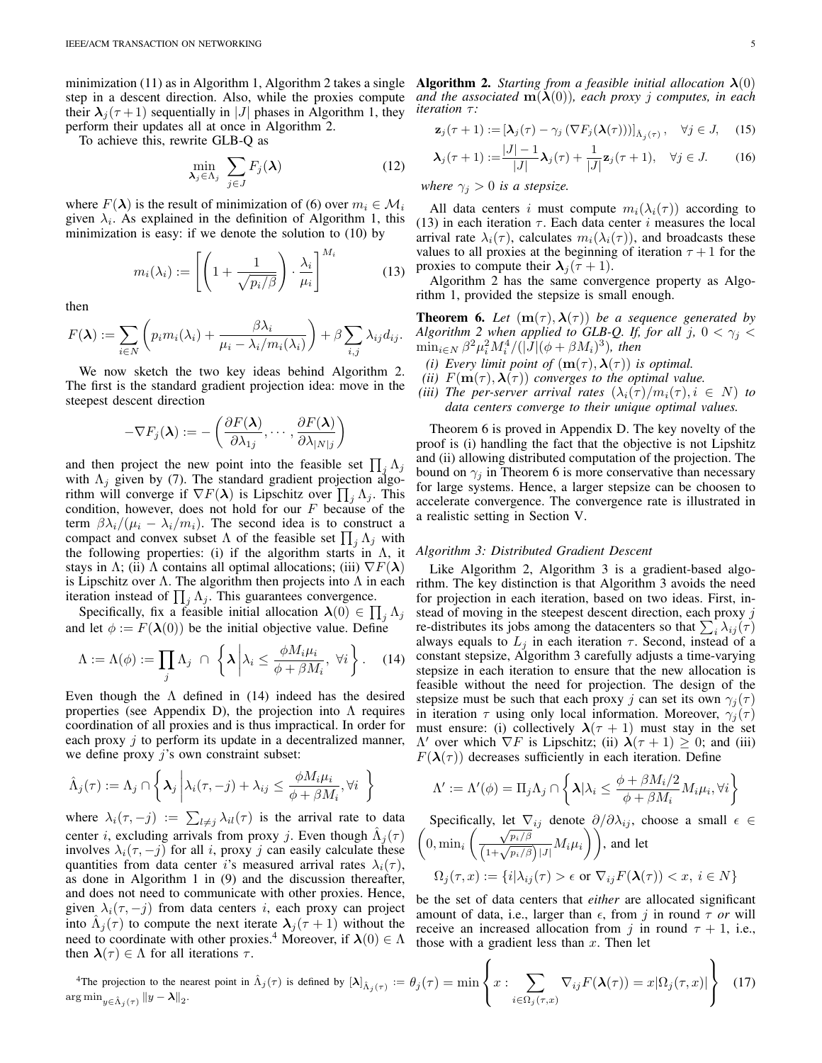minimization (11) as in Algorithm 1, Algorithm 2 takes a single step in a descent direction. Also, while the proxies compute their $\boldsymbol{\lambda}_j(\tau+1)$ sequentially in $|J|$ phases in Algorithm 1, they perform their updates all at once in Algorithm 2.

To achieve this, rewrite GLB-Q as

$$\min_{\boldsymbol{\lambda}_j \in \Lambda_j} \sum_{j\in J} F_j(\boldsymbol{\lambda}) \tag{12}$$

where $F(\boldsymbol{\lambda})$ is the result of minimization of (6) over $m_i \in \mathcal{M}_i$ given $\lambda_i$. As explained in the definition of Algorithm 1, this minimization is easy: if we denote the solution to (10) by

$$m_i(\lambda_i) := \left[\left(1 + \frac{1}{\sqrt{p_i/\beta}}\right) \cdot \frac{\lambda_i}{\mu_i}\right]^{M_i} \tag{13}$$

then

$$F(\boldsymbol{\lambda}) := \sum_{i\in N}\left(p_i m_i(\lambda_i) + \frac{\beta\lambda_i}{\mu_i - \lambda_i/m_i(\lambda_i)}\right) + \beta\sum_{i,j}\lambda_{ij}d_{ij}.$$

We now sketch the two key ideas behind Algorithm 2. The first is the standard gradient projection idea: move in the steepest descent direction

$$-\nabla F_j(\boldsymbol{\lambda}) := -\left(\frac{\partial F(\boldsymbol{\lambda})}{\partial \lambda_{1j}}, \cdots, \frac{\partial F(\boldsymbol{\lambda})}{\partial \lambda_{|N|j}}\right)$$

and then project the new point into the feasible set $\prod_j \Lambda_j$ with $\Lambda_j$ given by (7). The standard gradient projection algorithm will converge if $\nabla F(\boldsymbol{\lambda})$ is Lipschitz over $\prod_j \Lambda_j$. This condition, however, does not hold for our $F$ because of the term $\beta\lambda_i/(\mu_i - \lambda_i/m_i)$. The second idea is to construct a compact and convex subset $\Lambda$ of the feasible set $\prod_j \Lambda_j$ with the following properties: (i) if the algorithm starts in $\Lambda$, it stays in $\Lambda$; (ii) $\Lambda$ contains all optimal allocations; (iii) $\nabla F(\boldsymbol{\lambda})$ is Lipschitz over $\Lambda$. The algorithm then projects into $\Lambda$ in each iteration instead of $\prod_j \Lambda_j$. This guarantees convergence.

Specifically, fix a feasible initial allocation $\boldsymbol{\lambda}(0) \in \prod_j \Lambda_j$ and let $\phi := F(\boldsymbol{\lambda}(0))$ be the initial objective value. Define

$$\Lambda := \Lambda(\phi) := \prod_j \Lambda_j \ \cap \ \left\{\boldsymbol{\lambda} \,\middle|\, \lambda_i \le \frac{\phi M_i \mu_i}{\phi + \beta M_i},\ \forall i\right\}. \tag{14}$$

Even though the $\Lambda$ defined in (14) indeed has the desired properties (see Appendix D), the projection into $\Lambda$ requires coordination of all proxies and is thus impractical. In order for each proxy $j$ to perform its update in a decentralized manner, we define proxy $j$'s own constraint subset:

$$\hat{\Lambda}_j(\tau) := \Lambda_j \cap \left\{\boldsymbol{\lambda}_j \,\middle|\, \lambda_i(\tau,-j) + \lambda_{ij} \le \frac{\phi M_i \mu_i}{\phi + \beta M_i}, \forall i\right\}$$

where $\lambda_i(\tau,-j) := \sum_{l\neq j}\lambda_{il}(\tau)$ is the arrival rate to data center $i$, excluding arrivals from proxy $j$. Even though $\hat{\Lambda}_j(\tau)$ involves $\lambda_i(\tau,-j)$ for all $i$, proxy $j$ can easily calculate these quantities from data center $i$'s measured arrival rates $\lambda_i(\tau)$, as done in Algorithm 1 in (9) and the discussion thereafter, and does not need to communicate with other proxies. Hence, given $\lambda_i(\tau,-j)$ from data centers $i$, each proxy can project into $\hat{\Lambda}_j(\tau)$ to compute the next iterate $\boldsymbol{\lambda}_j(\tau+1)$ without the need to coordinate with other proxies.[4] Moreover, if $\boldsymbol{\lambda}(0) \in \Lambda$ then $\boldsymbol{\lambda}(\tau) \in \Lambda$ for all iterations $\tau$.

[4]The projection to the nearest point in $\hat{\Lambda}_j(\tau)$ is defined by $[\boldsymbol{\lambda}]_{\hat{\Lambda}_j(\tau)} := \arg\min_{y\in\hat{\Lambda}_j(\tau)} \|y - \boldsymbol{\lambda}\|_2$.

**Algorithm 2.** *Starting from a feasible initial allocation $\boldsymbol{\lambda}(0)$ and the associated $\mathbf{m}(\boldsymbol{\lambda}(0))$, each proxy $j$ computes, in each iteration $\tau$:*

$$\mathbf{z}_j(\tau+1) := \left[\boldsymbol{\lambda}_j(\tau) - \gamma_j\left(\nabla F_j(\boldsymbol{\lambda}(\tau))\right)\right]_{\hat{\Lambda}_j(\tau)}, \quad \forall j \in J, \tag{15}$$

$$\boldsymbol{\lambda}_j(\tau+1) := \frac{|J|-1}{|J|}\boldsymbol{\lambda}_j(\tau) + \frac{1}{|J|}\mathbf{z}_j(\tau+1), \quad \forall j \in J. \tag{16}$$

*where $\gamma_j > 0$ is a stepsize.*

All data centers $i$ must compute $m_i(\lambda_i(\tau))$ according to (13) in each iteration $\tau$. Each data center $i$ measures the local arrival rate $\lambda_i(\tau)$, calculates $m_i(\lambda_i(\tau))$, and broadcasts these values to all proxies at the beginning of iteration $\tau+1$ for the proxies to compute their $\boldsymbol{\lambda}_j(\tau+1)$.

Algorithm 2 has the same convergence property as Algorithm 1, provided the stepsize is small enough.

**Theorem 6.** *Let $(\mathbf{m}(\tau), \boldsymbol{\lambda}(\tau))$ be a sequence generated by Algorithm 2 when applied to GLB-Q. If, for all $j$, $0 < \gamma_j < \min_{i\in N}\beta^2\mu_i^2 M_i^4/(|J|(\phi+\beta M_i)^3)$, then*

*(i) Every limit point of $(\mathbf{m}(\tau), \boldsymbol{\lambda}(\tau))$ is optimal.*
*(ii) $F(\mathbf{m}(\tau), \boldsymbol{\lambda}(\tau))$ converges to the optimal value.*
*(iii) The per-server arrival rates $(\lambda_i(\tau)/m_i(\tau), i \in N)$ to data centers converge to their unique optimal values.*

Theorem 6 is proved in Appendix D. The key novelty of the proof is (i) handling the fact that the objective is not Lipshitz and (ii) allowing distributed computation of the projection. The bound on $\gamma_j$ in Theorem 6 is more conservative than necessary for large systems. Hence, a larger stepsize can be choosen to accelerate convergence. The convergence rate is illustrated in a realistic setting in Section V.

### *Algorithm 3: Distributed Gradient Descent*

Like Algorithm 2, Algorithm 3 is a gradient-based algorithm. The key distinction is that Algorithm 3 avoids the need for projection in each iteration, based on two ideas. First, instead of moving in the steepest descent direction, each proxy $j$ re-distributes its jobs among the datacenters so that $\sum_i \lambda_{ij}(\tau)$ always equals to $L_j$ in each iteration $\tau$. Second, instead of a constant stepsize, Algorithm 3 carefully adjusts a time-varying stepsize in each iteration to ensure that the new allocation is feasible without the need for projection. The design of the stepsize must be such that each proxy $j$ can set its own $\gamma_j(\tau)$ in iteration $\tau$ using only local information. Moreover, $\gamma_j(\tau)$ must ensure: (i) collectively $\boldsymbol{\lambda}(\tau+1)$ must stay in the set $\Lambda'$ over which $\nabla F$ is Lipschitz; (ii) $\boldsymbol{\lambda}(\tau+1) \ge 0$; and (iii) $F(\boldsymbol{\lambda}(\tau))$ decreases sufficiently in each iteration. Define

$$\Lambda' := \Lambda'(\phi) = \Pi_j\Lambda_j \cap \left\{\boldsymbol{\lambda} \middle| \lambda_i \le \frac{\phi + \beta M_i/2}{\phi + \beta M_i} M_i\mu_i, \forall i\right\}$$

Specifically, let $\nabla_{ij}$ denote $\partial/\partial\lambda_{ij}$, choose a small $\epsilon \in \left(0, \min_i\left(\frac{\sqrt{p_i/\beta}}{\left(1+\sqrt{p_i/\beta}\right)|J|}M_i\mu_i\right)\right)$, and let

$$\Omega_j(\tau, x) := \{i | \lambda_{ij}(\tau) > \epsilon \text{ or } \nabla_{ij}F(\boldsymbol{\lambda}(\tau)) < x,\ i \in N\}$$

be the set of data centers that *either* are allocated significant amount of data, i.e., larger than $\epsilon$, from $j$ in round $\tau$ *or* will receive an increased allocation from $j$ in round $\tau+1$, i.e., those with a gradient less than $x$. Then let

$$\theta_j(\tau) = \min\left\{x : \sum_{i\in\Omega_j(\tau,x)} \nabla_{ij}F(\boldsymbol{\lambda}(\tau)) = x|\Omega_j(\tau,x)|\right\} \tag{17}$$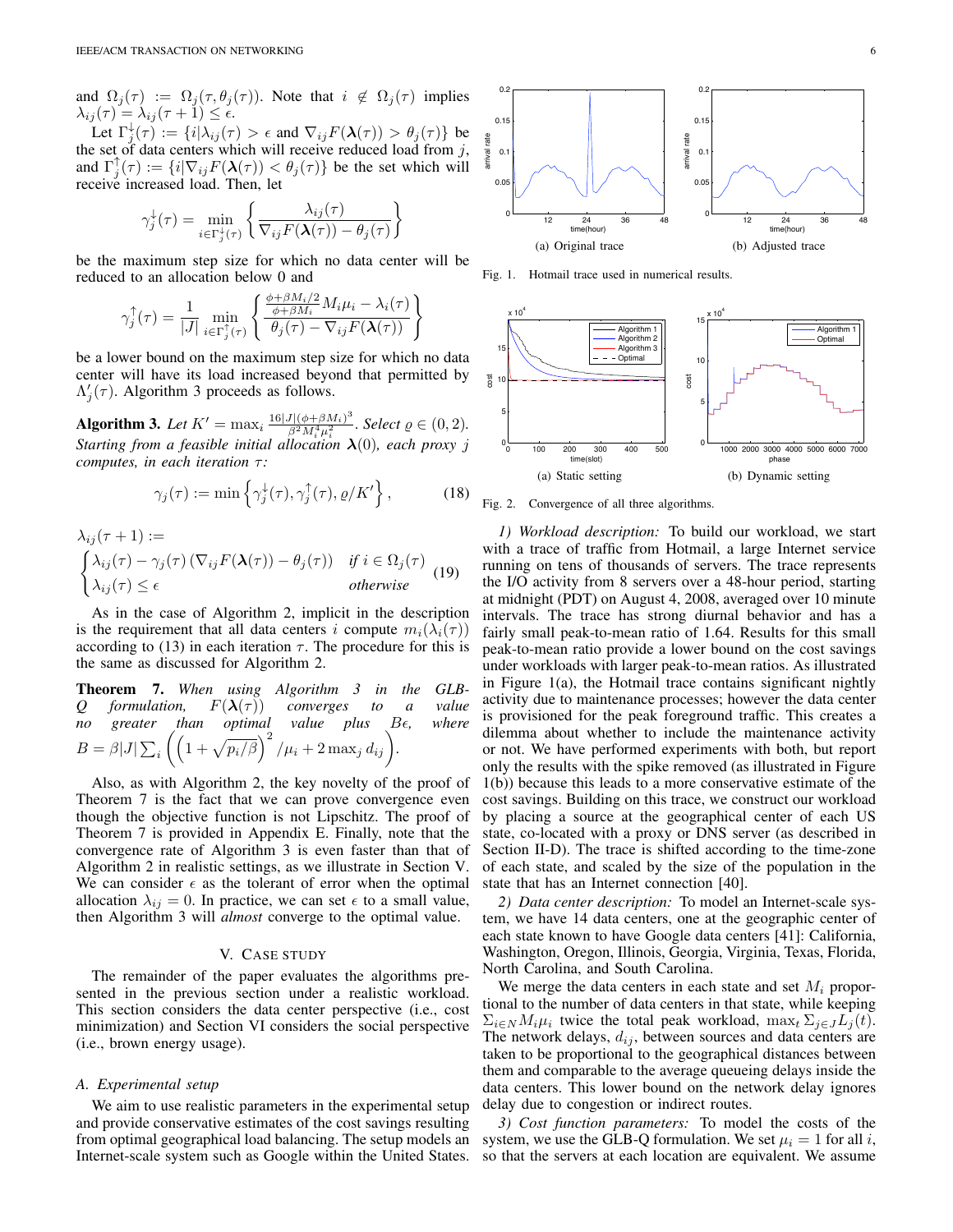and $\Omega_j(\tau) := \Omega_j(\tau, \theta_j(\tau))$. Note that $i \notin \Omega_j(\tau)$ implies $\lambda_{ij}(\tau) = \lambda_{ij}(\tau+1) \le \epsilon$.

Let $\Gamma_j^{\downarrow}(\tau) := \{i | \lambda_{ij}(\tau) > \epsilon \text{ and } \nabla_{ij} F(\boldsymbol{\lambda}(\tau)) > \theta_j(\tau)\}$ be the set of data centers which will receive reduced load from $j$, and $\Gamma_j^{\uparrow}(\tau) := \{i | \nabla_{ij} F(\boldsymbol{\lambda}(\tau)) < \theta_j(\tau)\}$ be the set which will receive increased load. Then, let

$$\gamma_j^{\downarrow}(\tau) = \min_{i \in \Gamma_j^{\downarrow}(\tau)} \left\{ \frac{\lambda_{ij}(\tau)}{\nabla_{ij} F(\boldsymbol{\lambda}(\tau)) - \theta_j(\tau)} \right\}$$

be the maximum step size for which no data center will be reduced to an allocation below 0 and

$$\gamma_j^{\uparrow}(\tau) = \frac{1}{|J|} \min_{i \in \Gamma_j^{\uparrow}(\tau)} \left\{ \frac{\frac{\phi + \beta M_i/2}{\phi + \beta M_i} M_i \mu_i - \lambda_i(\tau)}{\theta_j(\tau) - \nabla_{ij} F(\boldsymbol{\lambda}(\tau))} \right\}$$

be a lower bound on the maximum step size for which no data center will have its load increased beyond that permitted by $\Lambda'_j(\tau)$. Algorithm 3 proceeds as follows.

**Algorithm 3.** *Let* $K' = \max_i \frac{16|J|(\phi + \beta M_i)^3}{\beta^2 M_i^4 \mu_i^2}$. *Select* $\varrho \in (0, 2)$. *Starting from a feasible initial allocation* $\boldsymbol{\lambda}(0)$, *each proxy* $j$ *computes, in each iteration* $\tau$*:*

$$\gamma_j(\tau) := \min \left\{ \gamma_j^{\downarrow}(\tau), \gamma_j^{\uparrow}(\tau), \varrho / K' \right\}, \tag{18}$$

$$\lambda_{ij}(\tau+1) := \begin{cases} \lambda_{ij}(\tau) - \gamma_j(\tau) \left( \nabla_{ij} F(\boldsymbol{\lambda}(\tau)) - \theta_j(\tau) \right) & \text{if } i \in \Omega_j(\tau) \\ \lambda_{ij}(\tau) \le \epsilon & \text{otherwise} \end{cases} \tag{19}$$

As in the case of Algorithm 2, implicit in the description is the requirement that all data centers $i$ compute $m_i(\lambda_i(\tau))$ according to (13) in each iteration $\tau$. The procedure for this is the same as discussed for Algorithm 2.

**Theorem 7.** *When using Algorithm 3 in the GLB-Q formulation,* $F(\boldsymbol{\lambda}(\tau))$ *converges to a value no greater than optimal value plus* $B\epsilon$*, where* $B = \beta |J| \sum_i \left( \left( 1 + \sqrt{p_i/\beta} \right)^2 / \mu_i + 2 \max_j d_{ij} \right)$.

Also, as with Algorithm 2, the key novelty of the proof of Theorem 7 is the fact that we can prove convergence even though the objective function is not Lipschitz. The proof of Theorem 7 is provided in Appendix E. Finally, note that the convergence rate of Algorithm 3 is even faster than that of Algorithm 2 in realistic settings, as we illustrate in Section V. We can consider $\epsilon$ as the tolerant of error when the optimal allocation $\lambda_{ij} = 0$. In practice, we can set $\epsilon$ to a small value, then Algorithm 3 will *almost* converge to the optimal value.

## V. Case Study

The remainder of the paper evaluates the algorithms presented in the previous section under a realistic workload. This section considers the data center perspective (i.e., cost minimization) and Section VI considers the social perspective (i.e., brown energy usage).

### A. Experimental setup

We aim to use realistic parameters in the experimental setup and provide conservative estimates of the cost savings resulting from optimal geographical load balancing. The setup models an Internet-scale system such as Google within the United States.

(a) Original trace (b) Adjusted trace

Fig. 1. Hotmail trace used in numerical results.

(a) Static setting (b) Dynamic setting

Fig. 2. Convergence of all three algorithms.

*1) Workload description:* To build our workload, we start with a trace of traffic from Hotmail, a large Internet service running on tens of thousands of servers. The trace represents the I/O activity from 8 servers over a 48-hour period, starting at midnight (PDT) on August 4, 2008, averaged over 10 minute intervals. The trace has strong diurnal behavior and has a fairly small peak-to-mean ratio of 1.64. Results for this small peak-to-mean ratio provide a lower bound on the cost savings under workloads with larger peak-to-mean ratios. As illustrated in Figure 1(a), the Hotmail trace contains significant nightly activity due to maintenance processes; however the data center is provisioned for the peak foreground traffic. This creates a dilemma about whether to include the maintenance activity or not. We have performed experiments with both, but report only the results with the spike removed (as illustrated in Figure 1(b)) because this leads to a more conservative estimate of the cost savings. Building on this trace, we construct our workload by placing a source at the geographical center of each US state, co-located with a proxy or DNS server (as described in Section II-D). The trace is shifted according to the time-zone of each state, and scaled by the size of the population in the state that has an Internet connection [40].

*2) Data center description:* To model an Internet-scale system, we have 14 data centers, one at the geographic center of each state known to have Google data centers [41]: California, Washington, Oregon, Illinois, Georgia, Virginia, Texas, Florida, North Carolina, and South Carolina.

We merge the data centers in each state and set $M_i$ proportional to the number of data centers in that state, while keeping $\Sigma_{i \in N} M_i \mu_i$ twice the total peak workload, $\max_t \Sigma_{j \in J} L_j(t)$. The network delays, $d_{ij}$, between sources and data centers are taken to be proportional to the geographical distances between them and comparable to the average queueing delays inside the data centers. This lower bound on the network delay ignores delay due to congestion or indirect routes.

*3) Cost function parameters:* To model the costs of the system, we use the GLB-Q formulation. We set $\mu_i = 1$ for all $i$, so that the servers at each location are equivalent. We assume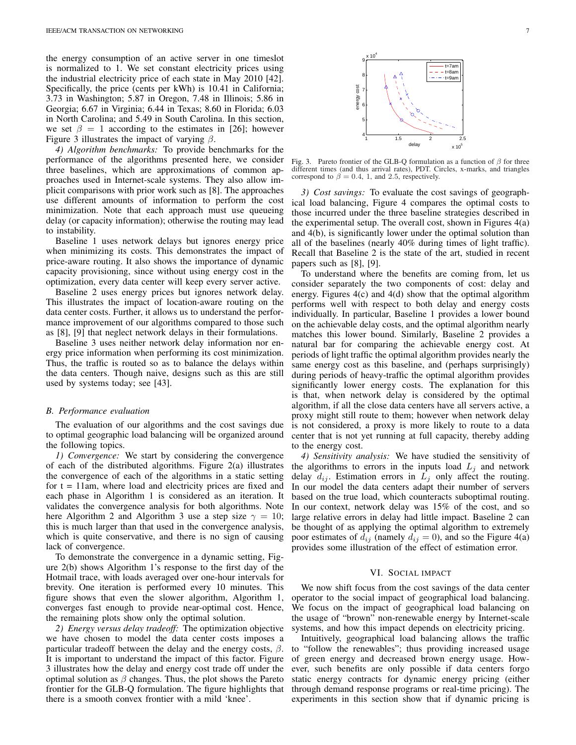the energy consumption of an active server in one timeslot is normalized to 1. We set constant electricity prices using the industrial electricity price of each state in May 2010 [42]. Specifically, the price (cents per kWh) is 10.41 in California; 3.73 in Washington; 5.87 in Oregon, 7.48 in Illinois; 5.86 in Georgia; 6.67 in Virginia; 6.44 in Texas; 8.60 in Florida; 6.03 in North Carolina; and 5.49 in South Carolina. In this section, we set $\beta = 1$ according to the estimates in [26]; however Figure 3 illustrates the impact of varying $\beta$.

*4) Algorithm benchmarks:* To provide benchmarks for the performance of the algorithms presented here, we consider three baselines, which are approximations of common approaches used in Internet-scale systems. They also allow implicit comparisons with prior work such as [8]. The approaches use different amounts of information to perform the cost minimization. Note that each approach must use queueing delay (or capacity information); otherwise the routing may lead to instability.

Baseline 1 uses network delays but ignores energy price when minimizing its costs. This demonstrates the impact of price-aware routing. It also shows the importance of dynamic capacity provisioning, since without using energy cost in the optimization, every data center will keep every server active.

Baseline 2 uses energy prices but ignores network delay. This illustrates the impact of location-aware routing on the data center costs. Further, it allows us to understand the performance improvement of our algorithms compared to those such as [8], [9] that neglect network delays in their formulations.

Baseline 3 uses neither network delay information nor energy price information when performing its cost minimization. Thus, the traffic is routed so as to balance the delays within the data centers. Though naive, designs such as this are still used by systems today; see [43].

### B. Performance evaluation

The evaluation of our algorithms and the cost savings due to optimal geographic load balancing will be organized around the following topics.

*1) Convergence:* We start by considering the convergence of each of the distributed algorithms. Figure 2(a) illustrates the convergence of each of the algorithms in a static setting for t = 11am, where load and electricity prices are fixed and each phase in Algorithm 1 is considered as an iteration. It validates the convergence analysis for both algorithms. Note here Algorithm 2 and Algorithm 3 use a step size $\gamma = 10$; this is much larger than that used in the convergence analysis, which is quite conservative, and there is no sign of causing lack of convergence.

To demonstrate the convergence in a dynamic setting, Figure 2(b) shows Algorithm 1's response to the first day of the Hotmail trace, with loads averaged over one-hour intervals for brevity. One iteration is performed every 10 minutes. This figure shows that even the slower algorithm, Algorithm 1, converges fast enough to provide near-optimal cost. Hence, the remaining plots show only the optimal solution.

*2) Energy versus delay tradeoff:* The optimization objective we have chosen to model the data center costs imposes a particular tradeoff between the delay and the energy costs, $\beta$. It is important to understand the impact of this factor. Figure 3 illustrates how the delay and energy cost trade off under the optimal solution as $\beta$ changes. Thus, the plot shows the Pareto frontier for the GLB-Q formulation. The figure highlights that there is a smooth convex frontier with a mild 'knee'.

Fig. 3. Pareto frontier of the GLB-Q formulation as a function of $\beta$ for three different times (and thus arrival rates), PDT. Circles, x-marks, and triangles correspond to $\beta = 0.4$, 1, and 2.5, respectively.

*3) Cost savings:* To evaluate the cost savings of geographical load balancing, Figure 4 compares the optimal costs to those incurred under the three baseline strategies described in the experimental setup. The overall cost, shown in Figures 4(a) and 4(b), is significantly lower under the optimal solution than all of the baselines (nearly 40% during times of light traffic). Recall that Baseline 2 is the state of the art, studied in recent papers such as [8], [9].

To understand where the benefits are coming from, let us consider separately the two components of cost: delay and energy. Figures 4(c) and 4(d) show that the optimal algorithm performs well with respect to both delay and energy costs individually. In particular, Baseline 1 provides a lower bound on the achievable delay costs, and the optimal algorithm nearly matches this lower bound. Similarly, Baseline 2 provides a natural bar for comparing the achievable energy cost. At periods of light traffic the optimal algorithm provides nearly the same energy cost as this baseline, and (perhaps surprisingly) during periods of heavy-traffic the optimal algorithm provides significantly lower energy costs. The explanation for this is that, when network delay is considered by the optimal algorithm, if all the close data centers have all servers active, a proxy might still route to them; however when network delay is not considered, a proxy is more likely to route to a data center that is not yet running at full capacity, thereby adding to the energy cost.

*4) Sensitivity analysis:* We have studied the sensitivity of the algorithms to errors in the inputs load $L_j$ and network delay $d_{ij}$. Estimation errors in $L_j$ only affect the routing. In our model the data centers adapt their number of servers based on the true load, which counteracts suboptimal routing. In our context, network delay was 15% of the cost, and so large relative errors in delay had little impact. Baseline 2 can be thought of as applying the optimal algorithm to extremely poor estimates of $d_{ij}$ (namely $d_{ij} = 0$), and so the Figure 4(a) provides some illustration of the effect of estimation error.

## VI. Social impact

We now shift focus from the cost savings of the data center operator to the social impact of geographical load balancing. We focus on the impact of geographical load balancing on the usage of "brown" non-renewable energy by Internet-scale systems, and how this impact depends on electricity pricing.

Intuitively, geographical load balancing allows the traffic to "follow the renewables"; thus providing increased usage of green energy and decreased brown energy usage. However, such benefits are only possible if data centers forgo static energy contracts for dynamic energy pricing (either through demand response programs or real-time pricing). The experiments in this section show that if dynamic pricing is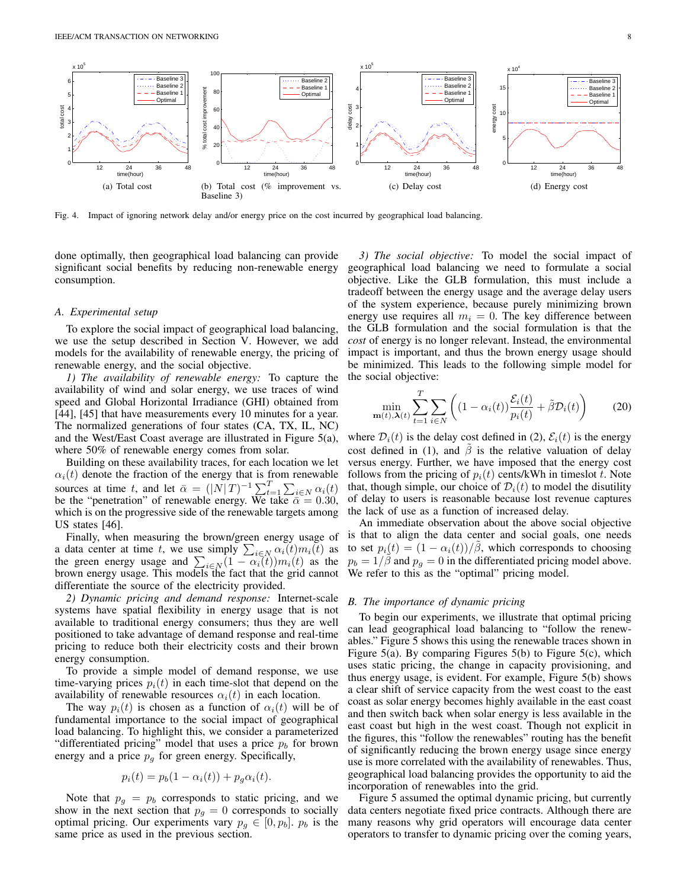(a) Total cost

(b) Total cost (% improvement vs. Baseline 3)

(c) Delay cost

(d) Energy cost

Fig. 4. Impact of ignoring network delay and/or energy price on the cost incurred by geographical load balancing.

done optimally, then geographical load balancing can provide significant social benefits by reducing non-renewable energy consumption.

### A. Experimental setup

To explore the social impact of geographical load balancing, we use the setup described in Section V. However, we add models for the availability of renewable energy, the pricing of renewable energy, and the social objective.

*1) The availability of renewable energy:* To capture the availability of wind and solar energy, we use traces of wind speed and Global Horizontal Irradiance (GHI) obtained from [44], [45] that have measurements every 10 minutes for a year. The normalized generations of four states (CA, TX, IL, NC) and the West/East Coast average are illustrated in Figure 5(a), where 50% of renewable energy comes from solar.

Building on these availability traces, for each location we let $\alpha_i(t)$ denote the fraction of the energy that is from renewable sources at time $t$, and let $\bar{\alpha} = (|N|T)^{-1}\sum_{t=1}^{T}\sum_{i\in N}\alpha_i(t)$ be the "penetration" of renewable energy. We take $\bar{\alpha} = 0.30$, which is on the progressive side of the renewable targets among US states [46].

Finally, when measuring the brown/green energy usage of a data center at time $t$, we use simply $\sum_{i\in N}\alpha_i(t)m_i(t)$ as the green energy usage and $\sum_{i\in N}(1-\alpha_i(t))m_i(t)$ as the brown energy usage. This models the fact that the grid cannot differentiate the source of the electricity provided.

*2) Dynamic pricing and demand response:* Internet-scale systems have spatial flexibility in energy usage that is not available to traditional energy consumers; thus they are well positioned to take advantage of demand response and real-time pricing to reduce both their electricity costs and their brown energy consumption.

To provide a simple model of demand response, we use time-varying prices $p_i(t)$ in each time-slot that depend on the availability of renewable resources $\alpha_i(t)$ in each location.

The way $p_i(t)$ is chosen as a function of $\alpha_i(t)$ will be of fundamental importance to the social impact of geographical load balancing. To highlight this, we consider a parameterized "differentiated pricing" model that uses a price $p_b$ for brown energy and a price $p_g$ for green energy. Specifically,

$$p_i(t) = p_b(1-\alpha_i(t)) + p_g\alpha_i(t).$$

Note that $p_g = p_b$ corresponds to static pricing, and we show in the next section that $p_g = 0$ corresponds to socially optimal pricing. Our experiments vary $p_g \in [0, p_b]$. $p_b$ is the same price as used in the previous section.

*3) The social objective:* To model the social impact of geographical load balancing we need to formulate a social objective. Like the GLB formulation, this must include a tradeoff between the energy usage and the average delay users of the system experience, because purely minimizing brown energy use requires all $m_i = 0$. The key difference between the GLB formulation and the social formulation is that the *cost* of energy is no longer relevant. Instead, the environmental impact is important, and thus the brown energy usage should be minimized. This leads to the following simple model for the social objective:

$$\min_{\mathbf{m}(t),\boldsymbol{\lambda}(t)} \sum_{t=1}^{T}\sum_{i\in N}\left((1-\alpha_i(t))\frac{\mathcal{E}_i(t)}{p_i(t)} + \tilde{\beta}\mathcal{D}_i(t)\right) \tag{20}$$

where $\mathcal{D}_i(t)$ is the delay cost defined in (2), $\mathcal{E}_i(t)$ is the energy cost defined in (1), and $\tilde{\beta}$ is the relative valuation of delay versus energy. Further, we have imposed that the energy cost follows from the pricing of $p_i(t)$ cents/kWh in timeslot $t$. Note that, though simple, our choice of $\mathcal{D}_i(t)$ to model the disutility of delay to users is reasonable because lost revenue captures the lack of use as a function of increased delay.

An immediate observation about the above social objective is that to align the data center and social goals, one needs to set $p_i(t) = (1-\alpha_i(t))/\tilde{\beta}$, which corresponds to choosing $p_b = 1/\tilde{\beta}$ and $p_g = 0$ in the differentiated pricing model above. We refer to this as the "optimal" pricing model.

### B. The importance of dynamic pricing

To begin our experiments, we illustrate that optimal pricing can lead geographical load balancing to "follow the renewables." Figure 5 shows this using the renewable traces shown in Figure 5(a). By comparing Figures 5(b) to Figure 5(c), which uses static pricing, the change in capacity provisioning, and thus energy usage, is evident. For example, Figure 5(b) shows a clear shift of service capacity from the west coast to the east coast as solar energy becomes highly available in the east coast and then switch back when solar energy is less available in the east coast but high in the west coast. Though not explicit in the figures, this "follow the renewables" routing has the benefit of significantly reducing the brown energy usage since energy use is more correlated with the availability of renewables. Thus, geographical load balancing provides the opportunity to aid the incorporation of renewables into the grid.

Figure 5 assumed the optimal dynamic pricing, but currently data centers negotiate fixed price contracts. Although there are many reasons why grid operators will encourage data center operators to transfer to dynamic pricing over the coming years,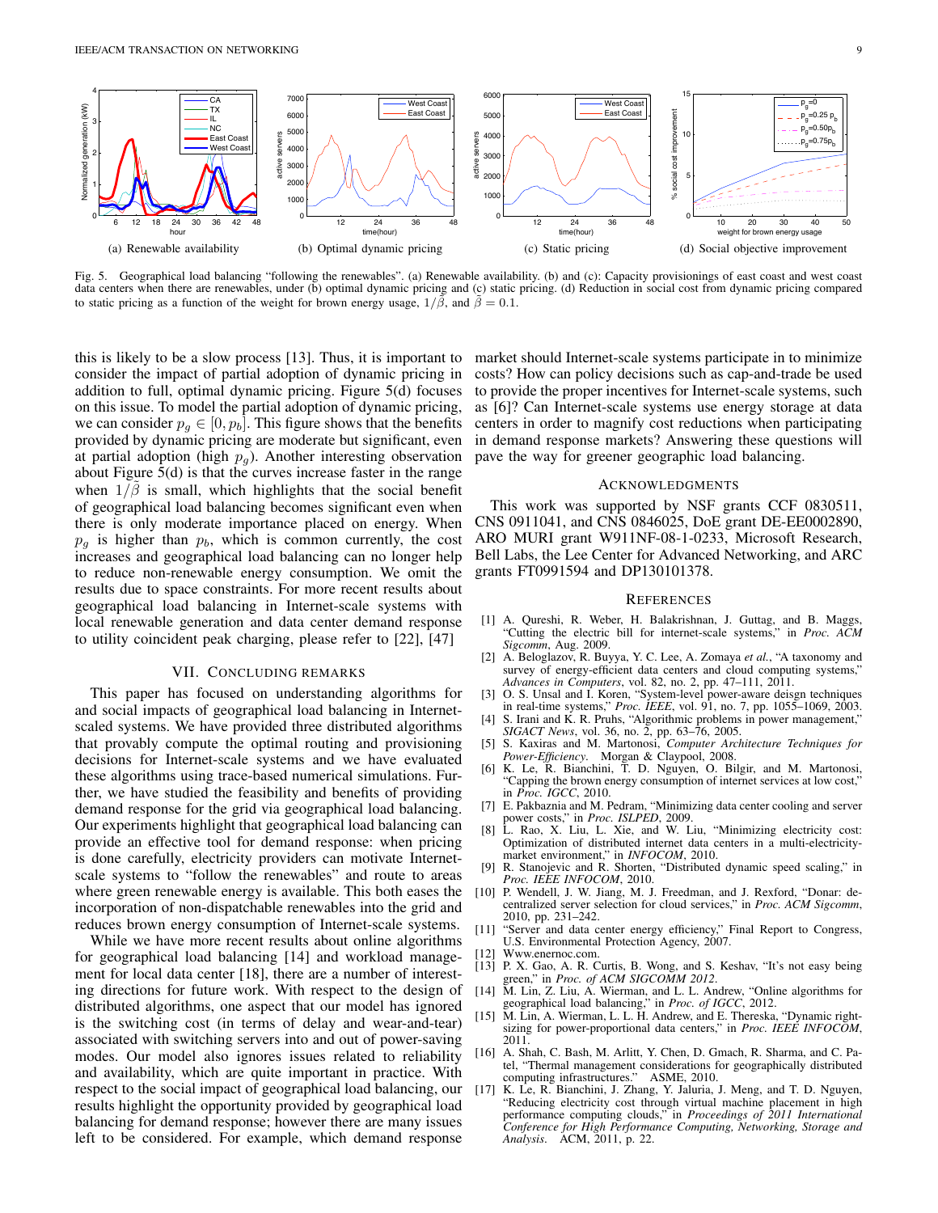(a) Renewable availability

Normalized generation (kW)

hour

CA
TX
IL
NC
East Coast
West Coast

(b) Optimal dynamic pricing

active servers

time(hour)

West Coast
East Coast

(c) Static pricing

active servers

time(hour)

West Coast
East Coast

(d) Social objective improvement

% social cost improvement

weight for brown energy usage

$p_g$=0
$p_g$=0.25 $p_b$
$p_g$=0.50$p_b$
$p_g$=0.75$p_b$

Fig. 5. Geographical load balancing "following the renewables". (a) Renewable availability. (b) and (c): Capacity provisionings of east coast and west coast data centers when there are renewables, under (b) optimal dynamic pricing and (c) static pricing. (d) Reduction in social cost from dynamic pricing compared to static pricing as a function of the weight for brown energy usage, $1/\tilde{\beta}$, and $\tilde{\beta} = 0.1$.

this is likely to be a slow process [13]. Thus, it is important to consider the impact of partial adoption of dynamic pricing in addition to full, optimal dynamic pricing. Figure 5(d) focuses on this issue. To model the partial adoption of dynamic pricing, we can consider $p_g \in [0, p_b]$. This figure shows that the benefits provided by dynamic pricing are moderate but significant, even at partial adoption (high $p_g$). Another interesting observation about Figure 5(d) is that the curves increase faster in the range when $1/\tilde{\beta}$ is small, which highlights that the social benefit of geographical load balancing becomes significant even when there is only moderate importance placed on energy. When $p_g$ is higher than $p_b$, which is common currently, the cost increases and geographical load balancing can no longer help to reduce non-renewable energy consumption. We omit the results due to space constraints. For more recent results about geographical load balancing in Internet-scale systems with local renewable generation and data center demand response to utility coincident peak charging, please refer to [22], [47]

## VII. Concluding Remarks

This paper has focused on understanding algorithms for and social impacts of geographical load balancing in Internet-scaled systems. We have provided three distributed algorithms that provably compute the optimal routing and provisioning decisions for Internet-scale systems and we have evaluated these algorithms using trace-based numerical simulations. Further, we have studied the feasibility and benefits of providing demand response for the grid via geographical load balancing. Our experiments highlight that geographical load balancing can provide an effective tool for demand response: when pricing is done carefully, electricity providers can motivate Internet-scale systems to "follow the renewables" and route to areas where green renewable energy is available. This both eases the incorporation of non-dispatchable renewables into the grid and reduces brown energy consumption of Internet-scale systems.

While we have more recent results about online algorithms for geographical load balancing [14] and workload management for local data center [18], there are a number of interesting directions for future work. With respect to the design of distributed algorithms, one aspect that our model has ignored is the switching cost (in terms of delay and wear-and-tear) associated with switching servers into and out of power-saving modes. Our model also ignores issues related to reliability and availability, which are quite important in practice. With respect to the social impact of geographical load balancing, our results highlight the opportunity provided by geographical load balancing for demand response; however there are many issues left to be considered. For example, which demand response market should Internet-scale systems participate in to minimize costs? How can policy decisions such as cap-and-trade be used to provide the proper incentives for Internet-scale systems, such as [6]? Can Internet-scale systems use energy storage at data centers in order to magnify cost reductions when participating in demand response markets? Answering these questions will pave the way for greener geographic load balancing.

## Acknowledgments

This work was supported by NSF grants CCF 0830511, CNS 0911041, and CNS 0846025, DoE grant DE-EE0002890, ARO MURI grant W911NF-08-1-0233, Microsoft Research, Bell Labs, the Lee Center for Advanced Networking, and ARC grants FT0991594 and DP130101378.

## References

[1] A. Qureshi, R. Weber, H. Balakrishnan, J. Guttag, and B. Maggs, "Cutting the electric bill for internet-scale systems," in *Proc. ACM Sigcomm*, Aug. 2009.

[2] A. Beloglazov, R. Buyya, Y. C. Lee, A. Zomaya *et al.*, "A taxonomy and survey of energy-efficient data centers and cloud computing systems," *Advances in Computers*, vol. 82, no. 2, pp. 47–111, 2011.

[3] O. S. Unsal and I. Koren, "System-level power-aware deisgn techniques in real-time systems," *Proc. IEEE*, vol. 91, no. 7, pp. 1055–1069, 2003.

[4] S. Irani and K. R. Pruhs, "Algorithmic problems in power management," *SIGACT News*, vol. 36, no. 2, pp. 63–76, 2005.

[5] S. Kaxiras and M. Martonosi, *Computer Architecture Techniques for Power-Efficiency*. Morgan & Claypool, 2008.

[6] K. Le, R. Bianchini, T. D. Nguyen, O. Bilgir, and M. Martonosi, "Capping the brown energy consumption of internet services at low cost," in *Proc. IGCC*, 2010.

[7] E. Pakbaznia and M. Pedram, "Minimizing data center cooling and server power costs," in *Proc. ISLPED*, 2009.

[8] L. Rao, X. Liu, L. Xie, and W. Liu, "Minimizing electricity cost: Optimization of distributed internet data centers in a multi-electricity-market environment," in *INFOCOM*, 2010.

[9] R. Stanojevic and R. Shorten, "Distributed dynamic speed scaling," in *Proc. IEEE INFOCOM*, 2010.

[10] P. Wendell, J. W. Jiang, M. J. Freedman, and J. Rexford, "Donar: decentralized server selection for cloud services," in *Proc. ACM Sigcomm*, 2010, pp. 231–242.

[11] "Server and data center energy efficiency," Final Report to Congress, U.S. Environmental Protection Agency, 2007.

[12] Www.enernoc.com.

[13] P. X. Gao, A. R. Curtis, B. Wong, and S. Keshav, "It's not easy being green," in *Proc. of ACM SIGCOMM 2012*.

[14] M. Lin, Z. Liu, A. Wierman, and L. L. Andrew, "Online algorithms for geographical load balancing," in *Proc. of IGCC*, 2012.

[15] M. Lin, A. Wierman, L. L. H. Andrew, and E. Thereska, "Dynamic right-sizing for power-proportional data centers," in *Proc. IEEE INFOCOM*, 2011.

[16] A. Shah, C. Bash, M. Arlitt, Y. Chen, D. Gmach, R. Sharma, and C. Patel, "Thermal management considerations for geographically distributed computing infrastructures." ASME, 2010.

[17] K. Le, R. Bianchini, J. Zhang, Y. Jaluria, J. Meng, and T. D. Nguyen, "Reducing electricity cost through virtual machine placement in high performance computing clouds," in *Proceedings of 2011 International Conference for High Performance Computing, Networking, Storage and Analysis*. ACM, 2011, p. 22.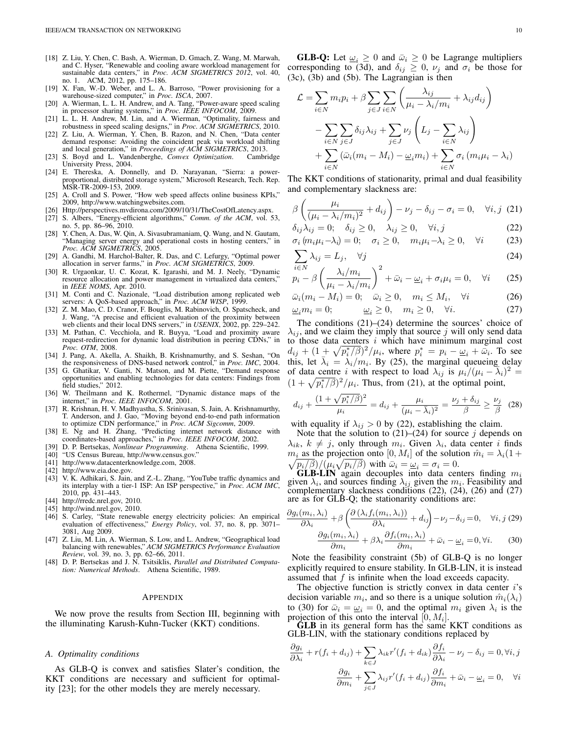[18] Z. Liu, Y. Chen, C. Bash, A. Wierman, D. Gmach, Z. Wang, M. Marwah, and C. Hyser, "Renewable and cooling aware workload management for sustainable data centers," in *Proc. ACM SIGMETRICS 2012*, vol. 40, no. 1. ACM, 2012, pp. 175–186.

[19] X. Fan, W.-D. Weber, and L. A. Barroso, "Power provisioning for a warehouse-sized computer," in *Proc. ISCA*, 2007.

[20] A. Wierman, L. L. H. Andrew, and A. Tang, "Power-aware speed scaling in processor sharing systems," in *Proc. IEEE INFOCOM*, 2009.

[21] L. L. H. Andrew, M. Lin, and A. Wierman, "Optimality, fairness and robustness in speed scaling designs," in *Proc. ACM SIGMETRICS*, 2010.

[22] Z. Liu, A. Wierman, Y. Chen, B. Razon, and N. Chen, "Data center demand response: Avoiding the coincident peak via workload shifting and local generation," in *Proceedings of ACM SIGMETRICS*, 2013.

[23] S. Boyd and L. Vandenberghe, *Convex Optimization*. Cambridge University Press, 2004.

[24] E. Thereska, A. Donnelly, and D. Narayanan, "Sierra: a power-proportional, distributed storage system," Microsoft Research, Tech. Rep. MSR-TR-2009-153, 2009.

[25] A. Croll and S. Power, "How web speed affects online business KPIs," 2009, http://www.watchingwebsites.com.

[26] Http://perspectives.mvdirona.com/2009/10/31/TheCostOfLatency.aspx.

[27] S. Albers, "Energy-efficient algorithms," *Comm. of the ACM*, vol. 53, no. 5, pp. 86–96, 2010.

[28] Y. Chen, A. Das, W. Qin, A. Sivasubramaniam, Q. Wang, and N. Gautam, "Managing server energy and operational costs in hosting centers," in *Proc. ACM SIGMETRICS*, 2005.

[29] A. Gandhi, M. Harchol-Balter, R. Das, and C. Lefurgy, "Optimal power allocation in server farms," in *Proc. ACM SIGMETRICS*, 2009.

[30] R. Urgaonkar, U. C. Kozat, K. Igarashi, and M. J. Neely, "Dynamic resource allocation and power management in virtualized data centers," in *IEEE NOMS*, Apr. 2010.

[31] M. Conti and C. Nazionale, "Load distribution among replicated web servers: A QoS-based approach," in *Proc. ACM WISP*, 1999.

[32] Z. M. Mao, C. D. Cranor, F. Bouglis, M. Rabinovich, O. Spatscheck, and J. Wang, "A precise and efficient evaluation of the proximity between web clients and their local DNS servers," in *USENIX*, 2002, pp. 229–242.

[33] M. Pathan, C. Vecchiola, and R. Buyya, "Load and proximity aware request-redirection for dynamic load distribution in peering CDNs," in *Proc. OTM*, 2008.

[34] J. Pang, A. Akella, A. Shaikh, B. Krishnamurthy, and S. Seshan, "On the responsiveness of DNS-based network control," in *Proc. IMC*, 2004.

[35] G. Ghatikar, V. Ganti, N. Matson, and M. Piette, "Demand response opportunities and enabling technologies for data centers: Findings from field studies," 2012.

[36] W. Theilmann and K. Rothermel, "Dynamic distance maps of the internet," in *Proc. IEEE INFOCOM*, 2001.

[37] R. Krishnan, H. V. Madhyastha, S. Srinivasan, S. Jain, A. Krishnamurthy, T. Anderson, and J. Gao, "Moving beyond end-to-end path information to optimize CDN performance," in *Proc. ACM Sigcomm*, 2009.

[38] E. Ng and H. Zhang, "Predicting internet network distance with coordinates-based approaches," in *Proc. IEEE INFOCOM*, 2002.

[39] D. P. Bertsekas, *Nonlinear Programming*. Athena Scientific, 1999.

[40] "US Census Bureau, http://www.census.gov."

[41] http://www.datacenterknowledge.com, 2008.

[42] http://www.eia.doe.gov.

[43] V. K. Adhikari, S. Jain, and Z.-L. Zhang, "YouTube traffic dynamics and its interplay with a tier-1 ISP: An ISP perspective," in *Proc. ACM IMC*, 2010, pp. 431–443.

[44] http://rredc.nrel.gov, 2010.

[45] http://wind.nrel.gov, 2010.

[46] S. Carley, "State renewable energy electricity policies: An empirical evaluation of effectiveness," *Energy Policy*, vol. 37, no. 8, pp. 3071–3081, Aug 2009.

[47] Z. Liu, M. Lin, A. Wierman, S. Low, and L. Andrew, "Geographical load balancing with renewables," *ACM SIGMETRICS Performance Evaluation Review*, vol. 39, no. 3, pp. 62–66, 2011.

[48] D. P. Bertsekas and J. N. Tsitsiklis, *Parallel and Distributed Computation: Numerical Methods*. Athena Scientific, 1989.

## Appendix

We now prove the results from Section III, beginning with the illuminating Karush-Kuhn-Tucker (KKT) conditions.

### A. Optimality conditions

As GLB-Q is convex and satisfies Slater's condition, the KKT conditions are necessary and sufficient for optimality [23]; for the other models they are merely necessary.

**GLB-Q:** Let $\underline{\omega}_i \geq 0$ and $\bar{\omega}_i \geq 0$ be Lagrange multipliers corresponding to (3d), and $\delta_{ij} \geq 0$, $\nu_j$ and $\sigma_i$ be those for (3c), (3b) and (5b). The Lagrangian is then

$$
\begin{aligned}
\mathcal{L} = &\sum_{i \in N} m_i p_i + \beta \sum_{j \in J} \sum_{i \in N} \left( \frac{\lambda_{ij}}{\mu_i - \lambda_i / m_i} + \lambda_{ij} d_{ij} \right) \\
&- \sum_{i \in N} \sum_{j \in J} \delta_{ij} \lambda_{ij} + \sum_{j \in J} \nu_j \left( L_j - \sum_{i \in N} \lambda_{ij} \right) \\
&+ \sum_{i \in N} \left( \bar{\omega}_i (m_i - M_i) - \underline{\omega}_i m_i \right) + \sum_{i \in N} \sigma_i \left( m_i \mu_i - \lambda_i \right)
\end{aligned}
$$

The KKT conditions of stationarity, primal and dual feasibility and complementary slackness are:

$$
\beta \left( \frac{\mu_i}{(\mu_i - \lambda_i / m_i)^2} + d_{ij} \right) - \nu_j - \delta_{ij} - \sigma_i = 0, \quad \forall i, j \quad (21)
$$

$$
\delta_{ij} \lambda_{ij} = 0; \quad \delta_{ij} \geq 0, \quad \lambda_{ij} \geq 0, \quad \forall i, j \quad (22)
$$

$$
\sigma_i \left( m_i \mu_i - \lambda_i \right) = 0; \quad \sigma_i \geq 0, \quad m_i \mu_i - \lambda_i \geq 0, \quad \forall i \quad (23)
$$

$$
\sum_{i \in N} \lambda_{ij} = L_j, \quad \forall j \quad (24)
$$

$$
p_i - \beta \left( \frac{\lambda_i / m_i}{\mu_i - \lambda_i / m_i} \right)^2 + \bar{\omega}_i - \underline{\omega}_i + \sigma_i \mu_i = 0, \quad \forall i \quad (25)
$$

$$
\bar{\omega}_i (m_i - M_i) = 0; \quad \bar{\omega}_i \geq 0, \quad m_i \leq M_i, \quad \forall i \quad (26)
$$

$$
\underline{\omega}_i m_i = 0; \qquad \underline{\omega}_i \geq 0, \quad m_i \geq 0, \quad \forall i. \quad (27)
$$

The conditions (21)–(24) determine the sources' choice of $\lambda_{ij}$, and we claim they imply that source $j$ will only send data to those data centers $i$ which have minimum marginal cost $d_{ij} + (1 + \sqrt{p_i^*/\beta})^2/\mu_i$, where $p_i^* = p_i - \underline{\omega}_i + \bar{\omega}_i$. To see this, let $\bar{\lambda}_i = \lambda_i / m_i$. By (25), the marginal queueing delay of data centre $i$ with respect to load $\lambda_{ij}$ is $\mu_i/(\mu_i - \bar{\lambda}_i)^2 = (1 + \sqrt{p_i^*/\beta})^2/\mu_i$. Thus, from (21), at the optimal point,

$$
d_{ij} + \frac{(1 + \sqrt{p_i^*/\beta})^2}{\mu_i} = d_{ij} + \frac{\mu_i}{(\mu_i - \bar{\lambda}_i)^2} = \frac{\nu_j + \delta_{ij}}{\beta} \geq \frac{\nu_j}{\beta} \quad (28)
$$

with equality if $\lambda_{ij} > 0$ by (22), establishing the claim.

Note that the solution to (21)–(24) for source $j$ depends on $\lambda_{ik}$, $k \neq j$, only through $m_i$. Given $\lambda_i$, data center $i$ finds $m_i$ as the projection onto $[0, M_i]$ of the solution $\hat{m}_i = \lambda_i (1 + \sqrt{p_i/\beta}) / (\mu_i \sqrt{p_i/\beta})$ with $\bar{\omega}_i = \underline{\omega}_i = \sigma_i = 0$.

**GLB-LIN** again decouples into data centers finding $m_i$ given $\lambda_i$, and sources finding $\lambda_{ij}$ given the $m_i$. Feasibility and complementary slackness conditions (22), (24), (26) and (27) are as for GLB-Q; the stationarity conditions are:

$$
\frac{\partial g_i(m_i, \lambda_i)}{\partial \lambda_i} + \beta \left( \frac{\partial \left( \lambda_i f_i(m_i, \lambda_i) \right)}{\partial \lambda_i} + d_{ij} \right) - \nu_j - \delta_{ij} = 0, \quad \forall i, j \quad (29)
$$

$$
\frac{\partial g_i(m_i, \lambda_i)}{\partial m_i} + \beta \lambda_i \frac{\partial f_i(m_i, \lambda_i)}{\partial m_i} + \bar{\omega}_i - \underline{\omega}_i = 0, \forall i. \quad (30)
$$

Note the feasibility constraint (5b) of GLB-Q is no longer explicitly required to ensure stability. In GLB-LIN, it is instead assumed that $f$ is infinite when the load exceeds capacity.

The objective function is strictly convex in data center $i$'s decision variable $m_i$, and so there is a unique solution $\hat{m}_i(\lambda_i)$ to (30) for $\bar{\omega}_i = \underline{\omega}_i = 0$, and the optimal $m_i$ given $\lambda_i$ is the projection of this onto the interval $[0, M_i]$.

**GLB** in its general form has the same KKT conditions as GLB-LIN, with the stationary conditions replaced by

$$
\frac{\partial g_i}{\partial \lambda_i} + r(f_i + d_{ij}) + \sum_{k \in J} \lambda_{ik} r'(f_i + d_{ik}) \frac{\partial f_i}{\partial \lambda_i} - \nu_j - \delta_{ij} = 0, \forall i, j
$$

$$
\frac{\partial g_i}{\partial m_i} + \sum_{j \in J} \lambda_{ij} r'(f_i + d_{ij}) \frac{\partial f_i}{\partial m_i} + \bar{\omega}_i - \underline{\omega}_i = 0, \quad \forall i
$$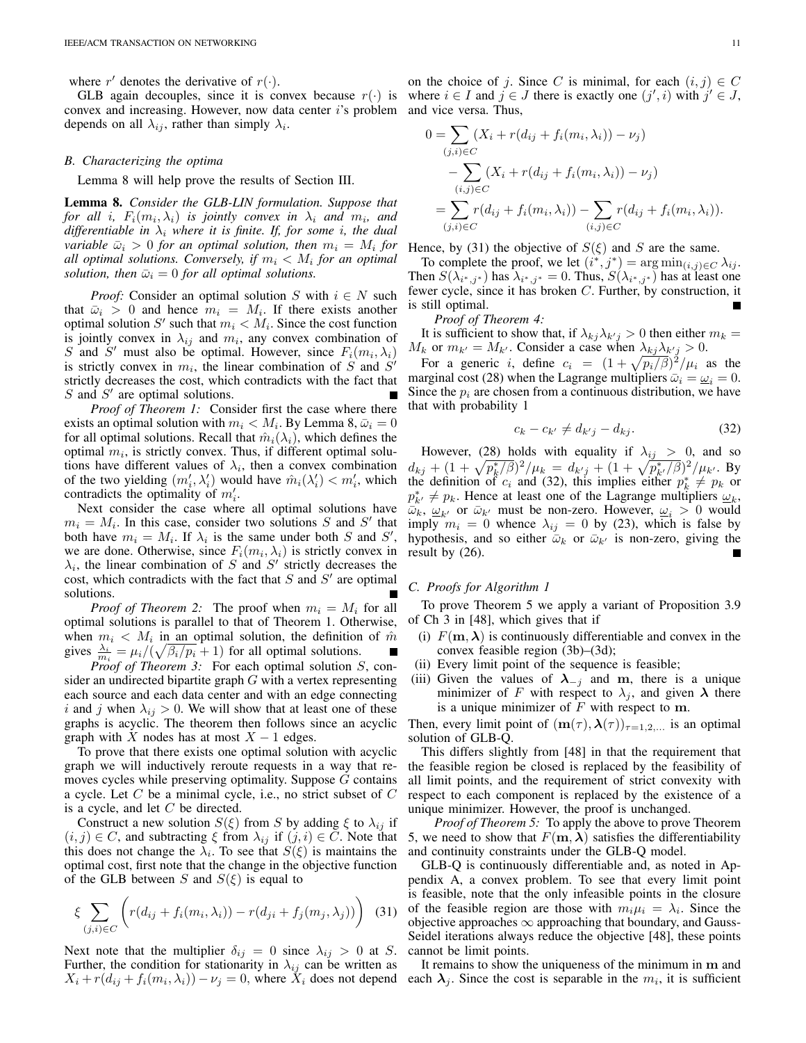where $r'$ denotes the derivative of $r(\cdot)$.

GLB again decouples, since it is convex because $r(\cdot)$ is convex and increasing. However, now data center $i$'s problem depends on all $\lambda_{ij}$, rather than simply $\lambda_i$.

### B. Characterizing the optima

Lemma 8 will help prove the results of Section III.

**Lemma 8.** *Consider the GLB-LIN formulation. Suppose that for all $i$, $F_i(m_i, \lambda_i)$ is jointly convex in $\lambda_i$ and $m_i$, and differentiable in $\lambda_i$ where it is finite. If, for some $i$, the dual variable $\bar{\omega}_i > 0$ for an optimal solution, then $m_i = M_i$ for all optimal solutions. Conversely, if $m_i < M_i$ for an optimal solution, then $\bar{\omega}_i = 0$ for all optimal solutions.*

*Proof:* Consider an optimal solution $S$ with $i \in N$ such that $\bar{\omega}_i > 0$ and hence $m_i = M_i$. If there exists another optimal solution $S'$ such that $m_i < M_i$. Since the cost function is jointly convex in $\lambda_{ij}$ and $m_i$, any convex combination of $S$ and $S'$ must also be optimal. However, since $F_i(m_i, \lambda_i)$ is strictly convex in $m_i$, the linear combination of $S$ and $S'$ strictly decreases the cost, which contradicts with the fact that $S$ and $S'$ are optimal solutions. ■

*Proof of Theorem 1:* Consider first the case where there exists an optimal solution with $m_i < M_i$. By Lemma 8, $\bar{\omega}_i = 0$ for all optimal solutions. Recall that $\hat{m}_i(\lambda_i)$, which defines the optimal $m_i$, is strictly convex. Thus, if different optimal solutions have different values of $\lambda_i$, then a convex combination of the two yielding $(m_i', \lambda_i')$ would have $\hat{m}_i(\lambda_i') < m_i'$, which contradicts the optimality of $m_i'$.

Next consider the case where all optimal solutions have $m_i = M_i$. In this case, consider two solutions $S$ and $S'$ that both have $m_i = M_i$. If $\lambda_i$ is the same under both $S$ and $S'$, we are done. Otherwise, since $F_i(m_i, \lambda_i)$ is strictly convex in $\lambda_i$, the linear combination of $S$ and $S'$ strictly decreases the cost, which contradicts with the fact that $S$ and $S'$ are optimal solutions. ■

*Proof of Theorem 2:* The proof when $m_i = M_i$ for all optimal solutions is parallel to that of Theorem 1. Otherwise, when $m_i < M_i$ in an optimal solution, the definition of $\hat{m}$ gives $\frac{\lambda_i}{m_i} = \mu_i/(\sqrt{\beta_i/p_i} + 1)$ for all optimal solutions. ■

*Proof of Theorem 3:* For each optimal solution $S$, consider an undirected bipartite graph $G$ with a vertex representing each source and each data center and with an edge connecting $i$ and $j$ when $\lambda_{ij} > 0$. We will show that at least one of these graphs is acyclic. The theorem then follows since an acyclic graph with $X$ nodes has at most $X - 1$ edges.

To prove that there exists one optimal solution with acyclic graph we will inductively reroute requests in a way that removes cycles while preserving optimality. Suppose $G$ contains a cycle. Let $C$ be a minimal cycle, i.e., no strict subset of $C$ is a cycle, and let $C$ be directed.

Construct a new solution $S(\xi)$ from $S$ by adding $\xi$ to $\lambda_{ij}$ if $(i,j) \in C$, and subtracting $\xi$ from $\lambda_{ij}$ if $(j,i) \in C$. Note that this does not change the $\lambda_i$. To see that $S(\xi)$ is maintains the optimal cost, first note that the change in the objective function of the GLB between $S$ and $S(\xi)$ is equal to

$$\xi \sum_{(j,i) \in C} \Big( r(d_{ij} + f_i(m_i, \lambda_i)) - r(d_{ji} + f_j(m_j, \lambda_j)) \Big) \quad (31)$$

Next note that the multiplier $\delta_{ij} = 0$ since $\lambda_{ij} > 0$ at $S$. Further, the condition for stationarity in $\lambda_{ij}$ can be written as $X_i + r(d_{ij} + f_i(m_i, \lambda_i)) - \nu_j = 0$, where $X_i$ does not depend on the choice of $j$. Since $C$ is minimal, for each $(i,j) \in C$ where $i \in I$ and $j \in J$ there is exactly one $(j', i)$ with $j' \in J$, and vice versa. Thus,

$$\begin{aligned}
0 &= \sum_{(j,i) \in C} (X_i + r(d_{ij} + f_i(m_i, \lambda_i)) - \nu_j) \\
&\quad - \sum_{(i,j) \in C} (X_i + r(d_{ij} + f_i(m_i, \lambda_i)) - \nu_j) \\
&= \sum_{(j,i) \in C} r(d_{ij} + f_i(m_i, \lambda_i)) - \sum_{(i,j) \in C} r(d_{ij} + f_i(m_i, \lambda_i)).
\end{aligned}$$

Hence, by (31) the objective of $S(\xi)$ and $S$ are the same.

To complete the proof, we let $(i^*, j^*) = \arg\min_{(i,j) \in C} \lambda_{ij}$. Then $S(\lambda_{i^*, j^*})$ has $\lambda_{i^*, j^*} = 0$. Thus, $S(\lambda_{i^*, j^*})$ has at least one fewer cycle, since it has broken $C$. Further, by construction, it is still optimal. ■

*Proof of Theorem 4:* It is sufficient to show that, if $\lambda_{kj}\lambda_{k'j} > 0$ then either $m_k = M_k$ or $m_{k'} = M_{k'}$. Consider a case when $\lambda_{kj}\lambda_{k'j} > 0$.

For a generic $i$, define $c_i = (1 + \sqrt{p_i/\beta})^2/\mu_i$ as the marginal cost (28) when the Lagrange multipliers $\bar{\omega}_i = \underline{\omega}_i = 0$. Since the $p_i$ are chosen from a continuous distribution, we have that with probability 1

$$c_k - c_{k'} \neq d_{k'j} - d_{kj}. \quad (32)$$

However, (28) holds with equality if $\lambda_{ij} > 0$, and so $d_{kj} + (1 + \sqrt{p_k^*/\beta})^2/\mu_k = d_{k'j} + (1 + \sqrt{p_{k'}^*/\beta})^2/\mu_{k'}$. By the definition of $c_i$ and (32), this implies either $p_k^* \neq p_k$ or $p_{k'}^* \neq p_k$. Hence at least one of the Lagrange multipliers $\underline{\omega}_k$, $\bar{\omega}_k$, $\underline{\omega}_{k'}$ or $\bar{\omega}_{k'}$ must be non-zero. However, $\underline{\omega}_i > 0$ would imply $m_i = 0$ whence $\lambda_{ij} = 0$ by (23), which is false by hypothesis, and so either $\bar{\omega}_k$ or $\bar{\omega}_{k'}$ is non-zero, giving the result by (26). ■

### C. Proofs for Algorithm 1

To prove Theorem 5 we apply a variant of Proposition 3.9 of Ch 3 in [48], which gives that if

(i) $F(\mathbf{m}, \boldsymbol{\lambda})$ is continuously differentiable and convex in the convex feasible region (3b)–(3d);

(ii) Every limit point of the sequence is feasible;

(iii) Given the values of $\boldsymbol{\lambda}_{-j}$ and $\mathbf{m}$, there is a unique minimizer of $F$ with respect to $\lambda_j$, and given $\boldsymbol{\lambda}$ there is a unique minimizer of $F$ with respect to $\mathbf{m}$.

Then, every limit point of $(\mathbf{m}(\tau), \boldsymbol{\lambda}(\tau))_{\tau=1,2,\ldots}$ is an optimal solution of GLB-Q.

This differs slightly from [48] in that the requirement that the feasible region be closed is replaced by the feasibility of all limit points, and the requirement of strict convexity with respect to each component is replaced by the existence of a unique minimizer. However, the proof is unchanged.

*Proof of Theorem 5:* To apply the above to prove Theorem 5, we need to show that $F(\mathbf{m}, \boldsymbol{\lambda})$ satisfies the differentiability and continuity constraints under the GLB-Q model.

GLB-Q is continuously differentiable and, as noted in Appendix A, a convex problem. To see that every limit point is feasible, note that the only infeasible points in the closure of the feasible region are those with $m_i\mu_i = \lambda_i$. Since the objective approaches $\infty$ approaching that boundary, and Gauss-Seidel iterations always reduce the objective [48], these points cannot be limit points.

It remains to show the uniqueness of the minimum in $\mathbf{m}$ and each $\boldsymbol{\lambda}_j$. Since the cost is separable in the $m_i$, it is sufficient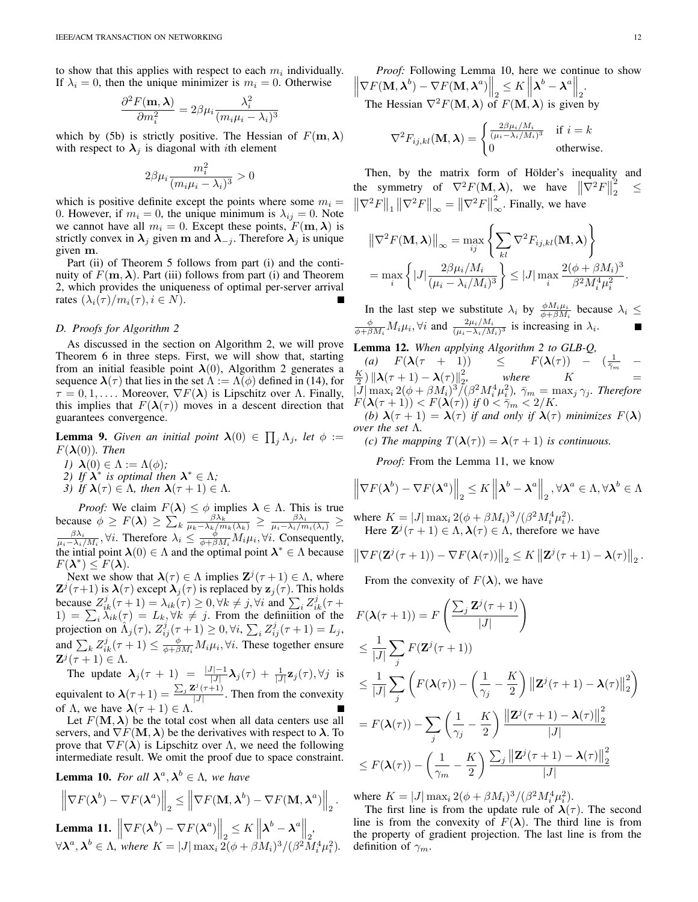to show that this applies with respect to each $m_i$ individually. If $\lambda_i = 0$, then the unique minimizer is $m_i = 0$. Otherwise

$$\frac{\partial^2 F(\mathbf{m}, \boldsymbol{\lambda})}{\partial m_i^2} = 2\beta\mu_i \frac{\lambda_i^2}{(m_i\mu_i - \lambda_i)^3}$$

which by (5b) is strictly positive. The Hessian of $F(\mathbf{m}, \boldsymbol{\lambda})$ with respect to $\boldsymbol{\lambda}_j$ is diagonal with $i$th element

$$2\beta\mu_i \frac{m_i^2}{(m_i\mu_i - \lambda_i)^3} > 0$$

which is positive definite except the points where some $m_i = 0$. However, if $m_i = 0$, the unique minimum is $\lambda_{ij} = 0$. Note we cannot have all $m_i = 0$. Except these points, $F(\mathbf{m}, \boldsymbol{\lambda})$ is strictly convex in $\boldsymbol{\lambda}_j$ given $\mathbf{m}$ and $\boldsymbol{\lambda}_{-j}$. Therefore $\boldsymbol{\lambda}_j$ is unique given $\mathbf{m}$.

Part (ii) of Theorem 5 follows from part (i) and the continuity of $F(\mathbf{m}, \boldsymbol{\lambda})$. Part (iii) follows from part (i) and Theorem 2, which provides the uniqueness of optimal per-server arrival rates $(\lambda_i(\tau)/m_i(\tau), i \in N)$. ∎

### D. Proofs for Algorithm 2

As discussed in the section on Algorithm 2, we will prove Theorem 6 in three steps. First, we will show that, starting from an initial feasible point $\boldsymbol{\lambda}(0)$, Algorithm 2 generates a sequence $\boldsymbol{\lambda}(\tau)$ that lies in the set $\Lambda := \Lambda(\phi)$ defined in (14), for $\tau = 0, 1, \ldots$. Moreover, $\nabla F(\boldsymbol{\lambda})$ is Lipschitz over $\Lambda$. Finally, this implies that $F(\boldsymbol{\lambda}(\tau))$ moves in a descent direction that guarantees convergence.

**Lemma 9.** *Given an initial point $\boldsymbol{\lambda}(0) \in \prod_j \Lambda_j$, let $\phi := F(\boldsymbol{\lambda}(0))$. Then*

1. *$\boldsymbol{\lambda}(0) \in \Lambda := \Lambda(\phi)$;*
2. *If $\boldsymbol{\lambda}^*$ is optimal then $\boldsymbol{\lambda}^* \in \Lambda$;*
3. *If $\boldsymbol{\lambda}(\tau) \in \Lambda$, then $\boldsymbol{\lambda}(\tau+1) \in \Lambda$.*

*Proof:* We claim $F(\boldsymbol{\lambda}) \leq \phi$ implies $\boldsymbol{\lambda} \in \Lambda$. This is true because $\phi \geq F(\boldsymbol{\lambda}) \geq \sum_k \frac{\beta\lambda_k}{\mu_k - \lambda_k/m_k(\lambda_k)} \geq \frac{\beta\lambda_i}{\mu_i - \lambda_i/m_i(\lambda_i)} \geq \frac{\beta\lambda_i}{\mu_i - \lambda_i/M_i}, \forall i$. Therefore $\lambda_i \leq \frac{\phi}{\phi + \beta M_i} M_i\mu_i, \forall i$. Consequently, the intial point $\boldsymbol{\lambda}(0) \in \Lambda$ and the optimal point $\boldsymbol{\lambda}^* \in \Lambda$ because $F(\boldsymbol{\lambda}^*) \leq F(\boldsymbol{\lambda})$.

Next we show that $\boldsymbol{\lambda}(\tau) \in \Lambda$ implies $\mathbf{Z}^j(\tau+1) \in \Lambda$, where $\mathbf{Z}^j(\tau+1)$ is $\boldsymbol{\lambda}(\tau)$ except $\boldsymbol{\lambda}_j(\tau)$ is replaced by $\mathbf{z}_j(\tau)$. This holds because $Z_{ik}^j(\tau+1) = \lambda_{ik}(\tau) \geq 0, \forall k \neq j, \forall i$ and $\sum_i Z_{ik}^j(\tau+1) = \sum_i \lambda_{ik}(\tau) = L_k, \forall k \neq j$. From the definiition of the projection on $\hat{\Lambda}_j(\tau)$, $Z_{ij}^j(\tau+1) \geq 0, \forall i, \sum_i Z_{ij}^j(\tau+1) = L_j$, and $\sum_k Z_{ik}^j(\tau+1) \leq \frac{\phi}{\phi+\beta M_i} M_i\mu_i, \forall i$. These together ensure $\mathbf{Z}^j(\tau+1) \in \Lambda$.

The update $\boldsymbol{\lambda}_j(\tau+1) = \frac{|J|-1}{|J|}\boldsymbol{\lambda}_j(\tau) + \frac{1}{|J|}\mathbf{z}_j(\tau), \forall j$ is equivalent to $\boldsymbol{\lambda}(\tau+1) = \frac{\sum_j \mathbf{Z}^j(\tau+1)}{|J|}$. Then from the convexity of $\Lambda$, we have $\boldsymbol{\lambda}(\tau+1) \in \Lambda$. ∎

Let $F(\mathbf{M}, \boldsymbol{\lambda})$ be the total cost when all data centers use all servers, and $\nabla F(\mathbf{M}, \boldsymbol{\lambda})$ be the derivatives with respect to $\boldsymbol{\lambda}$. To prove that $\nabla F(\boldsymbol{\lambda})$ is Lipschitz over $\Lambda$, we need the following intermediate result. We omit the proof due to space constraint.

**Lemma 10.** *For all $\boldsymbol{\lambda}^a, \boldsymbol{\lambda}^b \in \Lambda$, we have*

$$\left\|\nabla F(\boldsymbol{\lambda}^b) - \nabla F(\boldsymbol{\lambda}^a)\right\|_2 \leq \left\|\nabla F(\mathbf{M}, \boldsymbol{\lambda}^b) - \nabla F(\mathbf{M}, \boldsymbol{\lambda}^a)\right\|_2.$$

**Lemma 11.** *$\left\|\nabla F(\boldsymbol{\lambda}^b) - \nabla F(\boldsymbol{\lambda}^a)\right\|_2 \leq K \left\|\boldsymbol{\lambda}^b - \boldsymbol{\lambda}^a\right\|_2$, $\forall \boldsymbol{\lambda}^a, \boldsymbol{\lambda}^b \in \Lambda$, where $K = |J| \max_i 2(\phi + \beta M_i)^3/(\beta^2 M_i^4 \mu_i^2)$.*

*Proof:* Following Lemma 10, here we continue to show $\left\|\nabla F(\mathbf{M}, \boldsymbol{\lambda}^b) - \nabla F(\mathbf{M}, \boldsymbol{\lambda}^a)\right\|_2 \leq K \left\|\boldsymbol{\lambda}^b - \boldsymbol{\lambda}^a\right\|_2$.

The Hessian $\nabla^2 F(\mathbf{M}, \boldsymbol{\lambda})$ of $F(\mathbf{M}, \boldsymbol{\lambda})$ is given by

$$\nabla^2 F_{ij,kl}(\mathbf{M}, \boldsymbol{\lambda}) = \begin{cases} \frac{2\beta\mu_i/M_i}{(\mu_i - \lambda_i/M_i)^3} & \text{if } i = k \\ 0 & \text{otherwise.} \end{cases}$$

Then, by the matrix form of Hölder's inequality and the symmetry of $\nabla^2 F(\mathbf{M}, \boldsymbol{\lambda})$, we have $\left\|\nabla^2 F\right\|_2^2 \leq \left\|\nabla^2 F\right\|_1 \left\|\nabla^2 F\right\|_\infty = \left\|\nabla^2 F\right\|_\infty^2$. Finally, we have

$$\left\|\nabla^2 F(\mathbf{M}, \boldsymbol{\lambda})\right\|_\infty = \max_{ij} \left\{ \sum_{kl} \nabla^2 F_{ij,kl}(\mathbf{M}, \boldsymbol{\lambda}) \right\}$$
$$= \max_i \left\{ |J| \frac{2\beta\mu_i/M_i}{(\mu_i - \lambda_i/M_i)^3} \right\} \leq |J| \max_i \frac{2(\phi + \beta M_i)^3}{\beta^2 M_i^4 \mu_i^2}.$$

In the last step we substitute $\lambda_i$ by $\frac{\phi M_i \mu_i}{\phi + \beta M_i}$ because $\lambda_i \leq \frac{\phi}{\phi + \beta M_i} M_i \mu_i, \forall i$ and $\frac{2\mu_i/M_i}{(\mu_i - \lambda_i/M_i)^3}$ is increasing in $\lambda_i$. ∎

**Lemma 12.** *When applying Algorithm 2 to GLB-Q,*

*(a) $F(\boldsymbol{\lambda}(\tau+1)) \leq F(\boldsymbol{\lambda}(\tau)) - (\frac{1}{\bar{\gamma}_m} - \frac{K}{2}) \left\|\boldsymbol{\lambda}(\tau+1) - \boldsymbol{\lambda}(\tau)\right\|_2^2$, where $K = |J| \max_i 2(\phi + \beta M_i)^3/(\beta^2 M_i^4 \mu_i^2)$, $\bar{\gamma}_m = \max_j \gamma_j$. Therefore $F(\boldsymbol{\lambda}(\tau+1)) < F(\boldsymbol{\lambda}(\tau))$ if $0 < \bar{\gamma}_m < 2/K$.*

*(b) $\boldsymbol{\lambda}(\tau+1) = \boldsymbol{\lambda}(\tau)$ if and only if $\boldsymbol{\lambda}(\tau)$ minimizes $F(\boldsymbol{\lambda})$ over the set $\Lambda$.*

*(c) The mapping $T(\boldsymbol{\lambda}(\tau)) = \boldsymbol{\lambda}(\tau+1)$ is continuous.*

*Proof:* From the Lemma 11, we know

$$\left\|\nabla F(\boldsymbol{\lambda}^b) - \nabla F(\boldsymbol{\lambda}^a)\right\|_2 \leq K \left\|\boldsymbol{\lambda}^b - \boldsymbol{\lambda}^a\right\|_2, \forall \boldsymbol{\lambda}^a \in \Lambda, \forall \boldsymbol{\lambda}^b \in \Lambda$$

where $K = |J| \max_i 2(\phi + \beta M_i)^3/(\beta^2 M_i^4 \mu_i^2)$.

Here $\mathbf{Z}^j(\tau+1) \in \Lambda, \boldsymbol{\lambda}(\tau) \in \Lambda$, therefore we have

$$\left\|\nabla F(\mathbf{Z}^j(\tau+1)) - \nabla F(\boldsymbol{\lambda}(\tau))\right\|_2 \leq K \left\|\mathbf{Z}^j(\tau+1) - \boldsymbol{\lambda}(\tau)\right\|_2.$$

From the convexity of $F(\boldsymbol{\lambda})$, we have

$$F(\boldsymbol{\lambda}(\tau+1)) = F\left(\frac{\sum_j \mathbf{Z}^j(\tau+1)}{|J|}\right)$$
$$\leq \frac{1}{|J|} \sum_j F(\mathbf{Z}^j(\tau+1))$$
$$\leq \frac{1}{|J|} \sum_j \left( F(\boldsymbol{\lambda}(\tau)) - \left(\frac{1}{\gamma_j} - \frac{K}{2}\right) \left\|\mathbf{Z}^j(\tau+1) - \boldsymbol{\lambda}(\tau)\right\|_2^2 \right)$$
$$= F(\boldsymbol{\lambda}(\tau)) - \sum_j \left(\frac{1}{\gamma_j} - \frac{K}{2}\right) \frac{\left\|\mathbf{Z}^j(\tau+1) - \boldsymbol{\lambda}(\tau)\right\|_2^2}{|J|}$$
$$\leq F(\boldsymbol{\lambda}(\tau)) - \left(\frac{1}{\gamma_m} - \frac{K}{2}\right) \frac{\sum_j \left\|\mathbf{Z}^j(\tau+1) - \boldsymbol{\lambda}(\tau)\right\|_2^2}{|J|}$$

where $K = |J| \max_i 2(\phi + \beta M_i)^3/(\beta^2 M_i^4 \mu_i^2)$.

The first line is from the update rule of $\boldsymbol{\lambda}(\tau)$. The second line is from the convexity of $F(\boldsymbol{\lambda})$. The third line is from the property of gradient projection. The last line is from the definition of $\gamma_m$.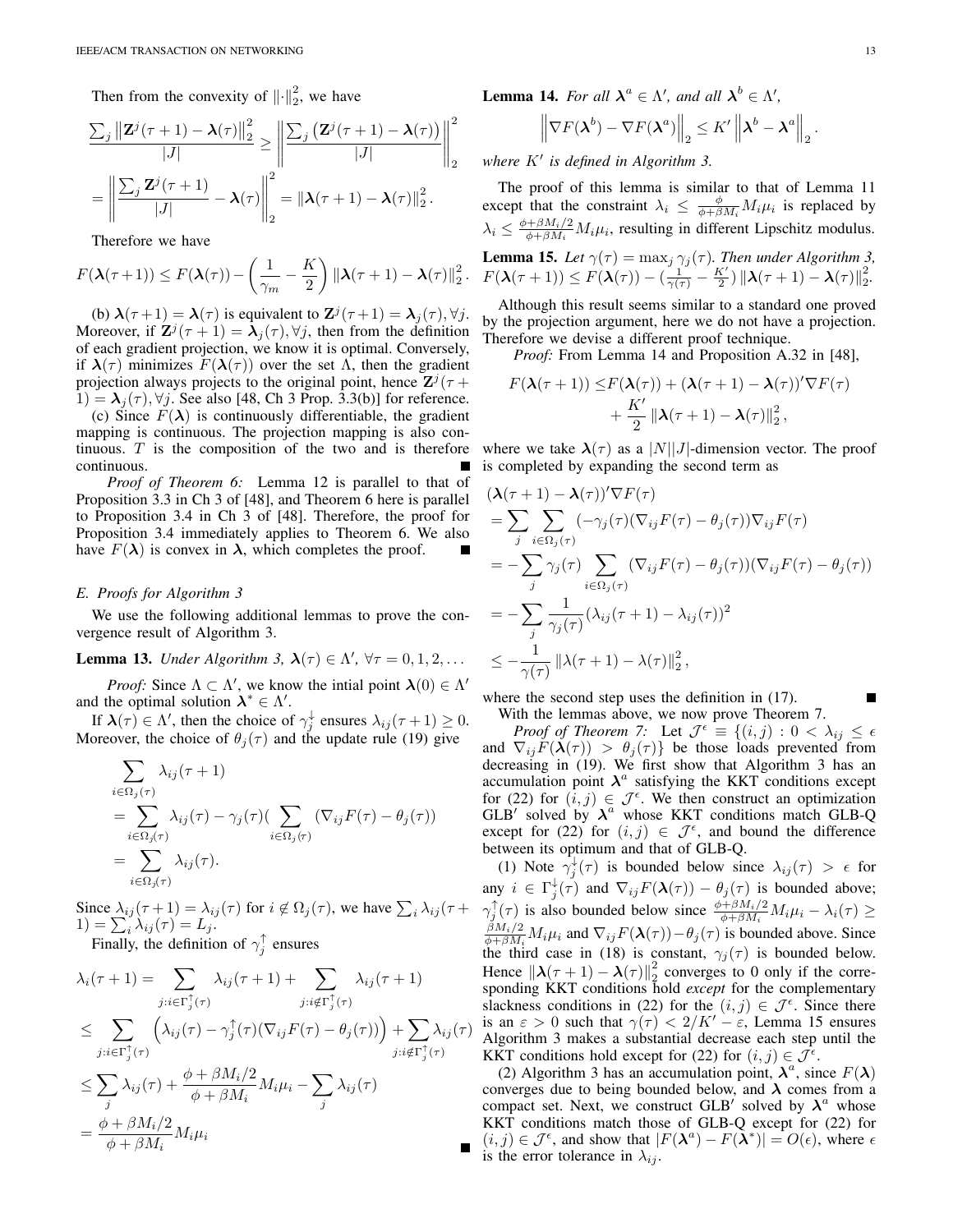Then from the convexity of $\|\cdot\|_2^2$, we have

$$\frac{\sum_j \left\|\mathbf{Z}^j(\tau+1)-\boldsymbol{\lambda}(\tau)\right\|_2^2}{|J|} \geq \left\|\frac{\sum_j\left(\mathbf{Z}^j(\tau+1)-\boldsymbol{\lambda}(\tau)\right)}{|J|}\right\|_2^2$$

$$= \left\|\frac{\sum_j \mathbf{Z}^j(\tau+1)}{|J|}-\boldsymbol{\lambda}(\tau)\right\|_2^2 = \|\boldsymbol{\lambda}(\tau+1)-\boldsymbol{\lambda}(\tau)\|_2^2.$$

Therefore we have

$$F(\boldsymbol{\lambda}(\tau+1)) \leq F(\boldsymbol{\lambda}(\tau)) - \left(\frac{1}{\gamma_m}-\frac{K}{2}\right)\|\boldsymbol{\lambda}(\tau+1)-\boldsymbol{\lambda}(\tau)\|_2^2.$$

(b) $\boldsymbol{\lambda}(\tau+1)=\boldsymbol{\lambda}(\tau)$ is equivalent to $\mathbf{Z}^j(\tau+1)=\boldsymbol{\lambda}_j(\tau), \forall j$. Moreover, if $\mathbf{Z}^j(\tau+1)=\boldsymbol{\lambda}_j(\tau), \forall j$, then from the definition of each gradient projection, we know it is optimal. Conversely, if $\boldsymbol{\lambda}(\tau)$ minimizes $F(\boldsymbol{\lambda}(\tau))$ over the set $\Lambda$, then the gradient projection always projects to the original point, hence $\mathbf{Z}^j(\tau+1)=\boldsymbol{\lambda}_j(\tau), \forall j$. See also [48, Ch 3 Prop. 3.3(b)] for reference.

(c) Since $F(\boldsymbol{\lambda})$ is continuously differentiable, the gradient mapping is continuous. The projection mapping is also continuous. $T$ is the composition of the two and is therefore continuous. ∎

*Proof of Theorem 6:* Lemma 12 is parallel to that of Proposition 3.3 in Ch 3 of [48], and Theorem 6 here is parallel to Proposition 3.4 in Ch 3 of [48]. Therefore, the proof for Proposition 3.4 immediately applies to Theorem 6. We also have $F(\boldsymbol{\lambda})$ is convex in $\boldsymbol{\lambda}$, which completes the proof. ∎

### E. Proofs for Algorithm 3

We use the following additional lemmas to prove the convergence result of Algorithm 3.

**Lemma 13.** *Under Algorithm 3, $\boldsymbol{\lambda}(\tau)\in\Lambda'$, $\forall \tau=0,1,2,\ldots$*

*Proof:* Since $\Lambda\subset\Lambda'$, we know the intial point $\boldsymbol{\lambda}(0)\in\Lambda'$ and the optimal solution $\boldsymbol{\lambda}^*\in\Lambda'$.

If $\boldsymbol{\lambda}(\tau)\in\Lambda'$, then the choice of $\gamma_j^{\downarrow}$ ensures $\lambda_{ij}(\tau+1)\geq 0$. Moreover, the choice of $\theta_j(\tau)$ and the update rule (19) give

$$\begin{aligned}
&\sum_{i\in\Omega_j(\tau)}\lambda_{ij}(\tau+1)\\
&=\sum_{i\in\Omega_j(\tau)}\lambda_{ij}(\tau)-\gamma_j(\tau)\Big(\sum_{i\in\Omega_j(\tau)}(\nabla_{ij}F(\tau)-\theta_j(\tau))\Big)\\
&=\sum_{i\in\Omega_j(\tau)}\lambda_{ij}(\tau).
\end{aligned}$$

Since $\lambda_{ij}(\tau+1)=\lambda_{ij}(\tau)$ for $i\notin\Omega_j(\tau)$, we have $\sum_i\lambda_{ij}(\tau+1)=\sum_i\lambda_{ij}(\tau)=L_j$.

Finally, the definition of $\gamma_j^{\uparrow}$ ensures

$$\begin{aligned}
\lambda_i(\tau+1)&=\sum_{j:i\in\Gamma_j^{\uparrow}(\tau)}\lambda_{ij}(\tau+1)+\sum_{j:i\notin\Gamma_j^{\uparrow}(\tau)}\lambda_{ij}(\tau+1)\\
&\leq\sum_{j:i\in\Gamma_j^{\uparrow}(\tau)}\Big(\lambda_{ij}(\tau)-\gamma_j^{\uparrow}(\tau)(\nabla_{ij}F(\tau)-\theta_j(\tau))\Big)+\sum_{j:i\notin\Gamma_j^{\uparrow}(\tau)}\lambda_{ij}(\tau)\\
&\leq\sum_j\lambda_{ij}(\tau)+\frac{\phi+\beta M_i/2}{\phi+\beta M_i}M_i\mu_i-\sum_j\lambda_{ij}(\tau)\\
&=\frac{\phi+\beta M_i/2}{\phi+\beta M_i}M_i\mu_i
\end{aligned}$$

∎

**Lemma 14.** *For all $\boldsymbol{\lambda}^a\in\Lambda'$, and all $\boldsymbol{\lambda}^b\in\Lambda'$,*

$$\left\|\nabla F(\boldsymbol{\lambda}^b)-\nabla F(\boldsymbol{\lambda}^a)\right\|_2\leq K'\left\|\boldsymbol{\lambda}^b-\boldsymbol{\lambda}^a\right\|_2.$$

*where $K'$ is defined in Algorithm 3.*

The proof of this lemma is similar to that of Lemma 11 except that the constraint $\lambda_i\leq\frac{\phi}{\phi+\beta M_i}M_i\mu_i$ is replaced by $\lambda_i\leq\frac{\phi+\beta M_i/2}{\phi+\beta M_i}M_i\mu_i$, resulting in different Lipschitz modulus.

**Lemma 15.** *Let $\gamma(\tau)=\max_j\gamma_j(\tau)$. Then under Algorithm 3, $F(\boldsymbol{\lambda}(\tau+1))\leq F(\boldsymbol{\lambda}(\tau))-(\frac{1}{\gamma(\tau)}-\frac{K'}{2})\|\boldsymbol{\lambda}(\tau+1)-\boldsymbol{\lambda}(\tau)\|_2^2$.*

Although this result seems similar to a standard one proved by the projection argument, here we do not have a projection. Therefore we devise a different proof technique.

*Proof:* From Lemma 14 and Proposition A.32 in [48],

$$\begin{aligned}
F(\boldsymbol{\lambda}(\tau+1))\leq&F(\boldsymbol{\lambda}(\tau))+(\boldsymbol{\lambda}(\tau+1)-\boldsymbol{\lambda}(\tau))'\nabla F(\tau)\\
&+\frac{K'}{2}\|\boldsymbol{\lambda}(\tau+1)-\boldsymbol{\lambda}(\tau)\|_2^2,
\end{aligned}$$

where we take $\boldsymbol{\lambda}(\tau)$ as a $|N||J|$-dimension vector. The proof is completed by expanding the second term as

$$\begin{aligned}
&(\boldsymbol{\lambda}(\tau+1)-\boldsymbol{\lambda}(\tau))'\nabla F(\tau)\\
&=\sum_j\sum_{i\in\Omega_j(\tau)}(-\gamma_j(\tau)(\nabla_{ij}F(\tau)-\theta_j(\tau))\nabla_{ij}F(\tau)\\
&=-\sum_j\gamma_j(\tau)\sum_{i\in\Omega_j(\tau)}(\nabla_{ij}F(\tau)-\theta_j(\tau))(\nabla_{ij}F(\tau)-\theta_j(\tau))\\
&=-\sum_j\frac{1}{\gamma_j(\tau)}(\lambda_{ij}(\tau+1)-\lambda_{ij}(\tau))^2\\
&\leq-\frac{1}{\gamma(\tau)}\|\lambda(\tau+1)-\lambda(\tau)\|_2^2,
\end{aligned}$$

where the second step uses the definition in (17). ∎

With the lemmas above, we now prove Theorem 7.

*Proof of Theorem 7:* Let $\mathcal{J}^\epsilon\equiv\{(i,j):0<\lambda_{ij}\leq\epsilon$ and $\nabla_{ij}F(\boldsymbol{\lambda}(\tau))>\theta_j(\tau)\}$ be those loads prevented from decreasing in (19). We first show that Algorithm 3 has an accumulation point $\boldsymbol{\lambda}^a$ satisfying the KKT conditions except for (22) for $(i,j)\in\mathcal{J}^\epsilon$. We then construct an optimization GLB$'$ solved by $\boldsymbol{\lambda}^a$ whose KKT conditions match GLB-Q except for (22) for $(i,j)\in\mathcal{J}^\epsilon$, and bound the difference between its optimum and that of GLB-Q.

(1) Note $\gamma_j^{\downarrow}(\tau)$ is bounded below since $\lambda_{ij}(\tau)>\epsilon$ for any $i\in\Gamma_j^{\downarrow}(\tau)$ and $\nabla_{ij}F(\boldsymbol{\lambda}(\tau))-\theta_j(\tau)$ is bounded above; $\gamma_j^{\uparrow}(\tau)$ is also bounded below since $\frac{\phi+\beta M_i/2}{\phi+\beta M_i}M_i\mu_i-\lambda_i(\tau)\geq\frac{\beta M_i/2}{\phi+\beta M_i}M_i\mu_i$ and $\nabla_{ij}F(\boldsymbol{\lambda}(\tau))-\theta_j(\tau)$ is bounded above. Since the third case in (18) is constant, $\gamma_j(\tau)$ is bounded below. Hence $\|\boldsymbol{\lambda}(\tau+1)-\boldsymbol{\lambda}(\tau)\|_2^2$ converges to 0 only if the corresponding KKT conditions hold *except* for the complementary slackness conditions in (22) for the $(i,j)\in\mathcal{J}^\epsilon$. Since there is an $\varepsilon>0$ such that $\gamma(\tau)<2/K'-\varepsilon$, Lemma 15 ensures Algorithm 3 makes a substantial decrease each step until the KKT conditions hold except for (22) for $(i,j)\in\mathcal{J}^\epsilon$.

(2) Algorithm 3 has an accumulation point, $\boldsymbol{\lambda}^a$, since $F(\boldsymbol{\lambda})$ converges due to being bounded below, and $\boldsymbol{\lambda}$ comes from a compact set. Next, we construct GLB$'$ solved by $\boldsymbol{\lambda}^a$ whose KKT conditions match those of GLB-Q except for (22) for $(i,j)\in\mathcal{J}^\epsilon$, and show that $|F(\boldsymbol{\lambda}^a)-F(\boldsymbol{\lambda}^*)|=O(\epsilon)$, where $\epsilon$ is the error tolerance in $\lambda_{ij}$.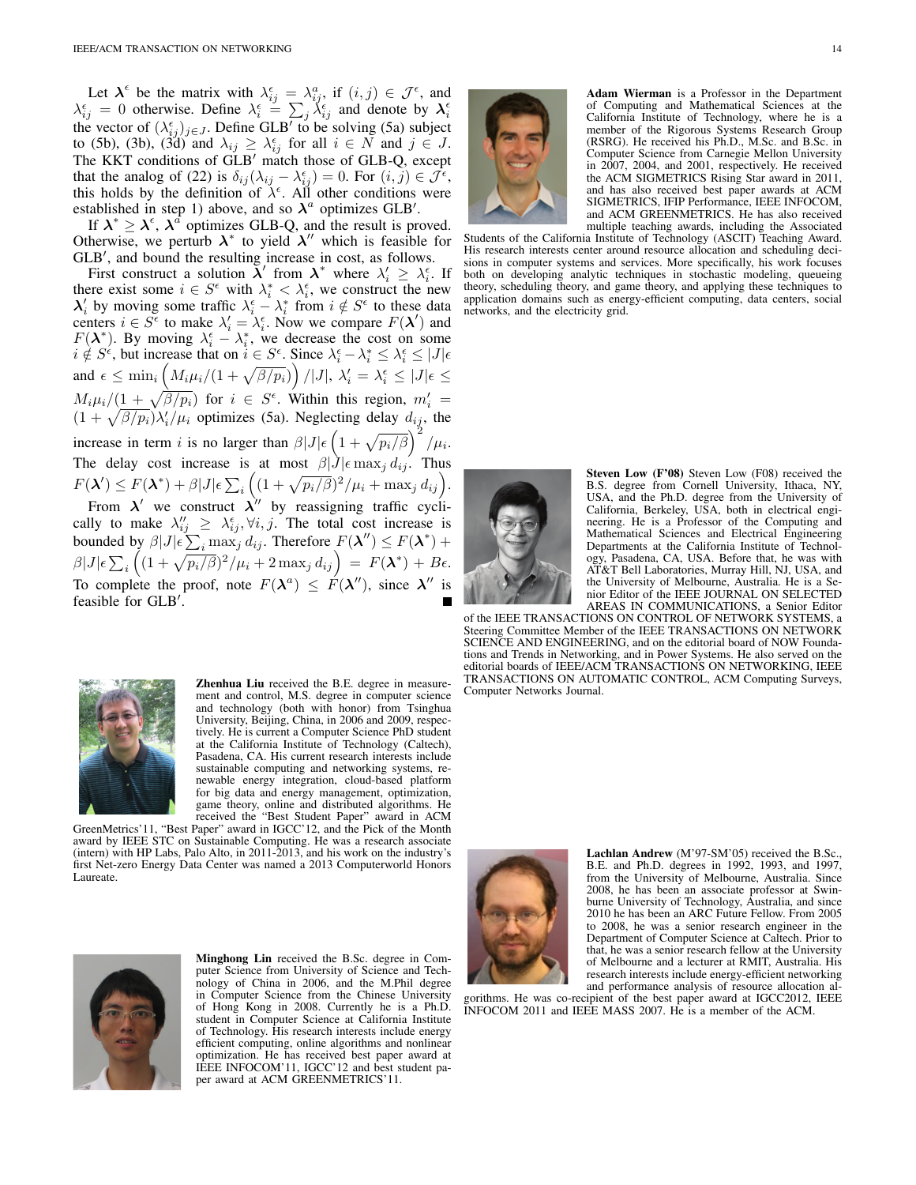Let $\boldsymbol{\lambda}^\epsilon$ be the matrix with $\lambda^\epsilon_{ij} = \lambda^a_{ij}$, if $(i,j) \in \mathcal{J}^\epsilon$, and $\lambda^\epsilon_{ij} = 0$ otherwise. Define $\lambda^\epsilon_i = \sum_j \lambda^\epsilon_{ij}$ and denote by $\boldsymbol{\lambda}^\epsilon_i$ the vector of $(\lambda^\epsilon_{ij})_{j\in J}$. Define GLB$'$ to be solving (5a) subject to (5b), (3b), (3d) and $\lambda_{ij} \geq \lambda^\epsilon_{ij}$ for all $i \in N$ and $j \in J$. The KKT conditions of GLB$'$ match those of GLB-Q, except that the analog of (22) is $\delta_{ij}(\lambda_{ij} - \lambda^\epsilon_{ij}) = 0$. For $(i,j) \in \mathcal{J}^\epsilon$, this holds by the definition of $\lambda^\epsilon$. All other conditions were established in step 1) above, and so $\boldsymbol{\lambda}^a$ optimizes GLB$'$.

If $\boldsymbol{\lambda}^* \geq \boldsymbol{\lambda}^\epsilon$, $\boldsymbol{\lambda}^a$ optimizes GLB-Q, and the result is proved. Otherwise, we perturb $\boldsymbol{\lambda}^*$ to yield $\boldsymbol{\lambda}''$ which is feasible for GLB$'$, and bound the resulting increase in cost, as follows.

First construct a solution $\boldsymbol{\lambda}'$ from $\boldsymbol{\lambda}^*$ where $\lambda'_i \geq \lambda^\epsilon_i$. If there exist some $i \in S^\epsilon$ with $\lambda^*_i < \lambda^\epsilon_i$, we construct the new $\boldsymbol{\lambda}'_i$ by moving some traffic $\lambda^\epsilon_i - \lambda^*_i$ from $i \notin S^\epsilon$ to these data centers $i \in S^\epsilon$ to make $\lambda'_i = \lambda^\epsilon_i$. Now we compare $F(\boldsymbol{\lambda}')$ and $F(\boldsymbol{\lambda}^*)$. By moving $\lambda^\epsilon_i - \lambda^*_i$, we decrease the cost on some $i \notin S^\epsilon$, but increase that on $i \in S^\epsilon$. Since $\lambda^\epsilon_i - \lambda^*_i \leq \lambda^\epsilon_i \leq |J|\epsilon$ and $\epsilon \leq \min_i \left(M_i\mu_i/(1+\sqrt{\beta/p_i})\right)/|J|$, $\lambda'_i = \lambda^\epsilon_i \leq |J|\epsilon \leq M_i\mu_i/(1+\sqrt{\beta/p_i})$ for $i \in S^\epsilon$. Within this region, $m'_i = (1+\sqrt{\beta/p_i})\lambda'_i/\mu_i$ optimizes (5a). Neglecting delay $d_{ij}$, the increase in term $i$ is no larger than $\beta|J|\epsilon\left(1+\sqrt{p_i/\beta}\right)^2/\mu_i$. The delay cost increase is at most $\beta|J|\epsilon \max_j d_{ij}$. Thus $F(\boldsymbol{\lambda}') \leq F(\boldsymbol{\lambda}^*) + \beta|J|\epsilon\sum_i\left((1+\sqrt{p_i/\beta})^2/\mu_i + \max_j d_{ij}\right)$.

From $\boldsymbol{\lambda}'$ we construct $\boldsymbol{\lambda}''$ by reassigning traffic cyclically to make $\lambda''_{ij} \geq \lambda^\epsilon_{ij}, \forall i,j$. The total cost increase is bounded by $\beta|J|\epsilon\sum_i \max_j d_{ij}$. Therefore $F(\boldsymbol{\lambda}'') \leq F(\boldsymbol{\lambda}^*) + \beta|J|\epsilon\sum_i\left((1+\sqrt{p_i/\beta})^2/\mu_i + 2\max_j d_{ij}\right) = F(\boldsymbol{\lambda}^*) + B\epsilon$. To complete the proof, note $F(\boldsymbol{\lambda}^a) \leq F(\boldsymbol{\lambda}'')$, since $\boldsymbol{\lambda}''$ is feasible for GLB$'$. ■

**Zhenhua Liu** received the B.E. degree in measurement and control, M.S. degree in computer science and technology (both with honor) from Tsinghua University, Beijing, China, in 2006 and 2009, respectively. He is current a Computer Science PhD student at the California Institute of Technology (Caltech), Pasadena, CA. His current research interests include sustainable computing and networking systems, renewable energy integration, cloud-based platform for big data and energy management, optimization, game theory, online and distributed algorithms. He received the "Best Student Paper" award in ACM GreenMetrics'11, "Best Paper" award in IGCC'12, and the Pick of the Month award by IEEE STC on Sustainable Computing. He was a research associate (intern) with HP Labs, Palo Alto, in 2011-2013, and his work on the industry's first Net-zero Energy Data Center was named a 2013 Computerworld Honors Laureate.

**Minghong Lin** received the B.Sc. degree in Computer Science from University of Science and Technology of China in 2006, and the M.Phil degree in Computer Science from the Chinese University of Hong Kong in 2008. Currently he is a Ph.D. student in Computer Science at California Institute of Technology. His research interests include energy efficient computing, online algorithms and nonlinear optimization. He has received best paper award at IEEE INFOCOM'11, IGCC'12 and best student paper award at ACM GREENMETRICS'11.

**Adam Wierman** is a Professor in the Department of Computing and Mathematical Sciences at the California Institute of Technology, where he is a member of the Rigorous Systems Research Group (RSRG). He received his Ph.D., M.Sc. and B.Sc. in Computer Science from Carnegie Mellon University in 2007, 2004, and 2001, respectively. He received the ACM SIGMETRICS Rising Star award in 2011, and has also received best paper awards at ACM SIGMETRICS, IFIP Performance, IEEE INFOCOM, and ACM GREENMETRICS. He has also received multiple teaching awards, including the Associated Students of the California Institute of Technology (ASCIT) Teaching Award. His research interests center around resource allocation and scheduling decisions in computer systems and services. More specifically, his work focuses both on developing analytic techniques in stochastic modeling, queueing theory, scheduling theory, and game theory, and applying these techniques to application domains such as energy-efficient computing, data centers, social networks, and the electricity grid.

**Steven Low (F'08)** Steven Low (F08) received the B.S. degree from Cornell University, Ithaca, NY, USA, and the Ph.D. degree from the University of California, Berkeley, USA, both in electrical engineering. He is a Professor of the Computing and Mathematical Sciences and Electrical Engineering Departments at the California Institute of Technology, Pasadena, CA, USA. Before that, he was with AT&T Bell Laboratories, Murray Hill, NJ, USA, and the University of Melbourne, Australia. He is a Senior Editor of the IEEE JOURNAL ON SELECTED AREAS IN COMMUNICATIONS, a Senior Editor of the IEEE TRANSACTIONS ON CONTROL OF NETWORK SYSTEMS, a Steering Committee Member of the IEEE TRANSACTIONS ON NETWORK SCIENCE AND ENGINEERING, and on the editorial board of NOW Foundations and Trends in Networking, and in Power Systems. He also served on the editorial boards of IEEE/ACM TRANSACTIONS ON NETWORKING, IEEE TRANSACTIONS ON AUTOMATIC CONTROL, ACM Computing Surveys, Computer Networks Journal.

**Lachlan Andrew** (M'97-SM'05) received the B.Sc., B.E. and Ph.D. degrees in 1992, 1993, and 1997, from the University of Melbourne, Australia. Since 2008, he has been an associate professor at Swinburne University of Technology, Australia, and since 2010 he has been an ARC Future Fellow. From 2005 to 2008, he was a senior research engineer in the Department of Computer Science at Caltech. Prior to that, he was a senior research fellow at the University of Melbourne and a lecturer at RMIT, Australia. His research interests include energy-efficient networking and performance analysis of resource allocation algorithms. He was co-recipient of the best paper award at IGCC2012, IEEE INFOCOM 2011 and IEEE MASS 2007. He is a member of the ACM.